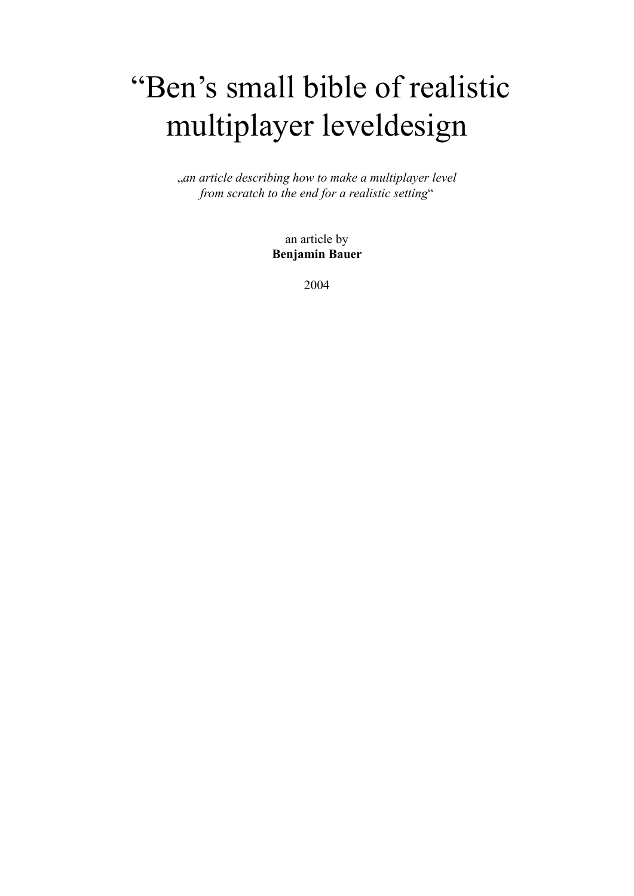# "Ben's small bible of realistic multiplayer leveldesign

„*an article describing how to make a multiplayer level from scratch to the end for a realistic setting*"

an article by
**Benjamin Bauer**

2004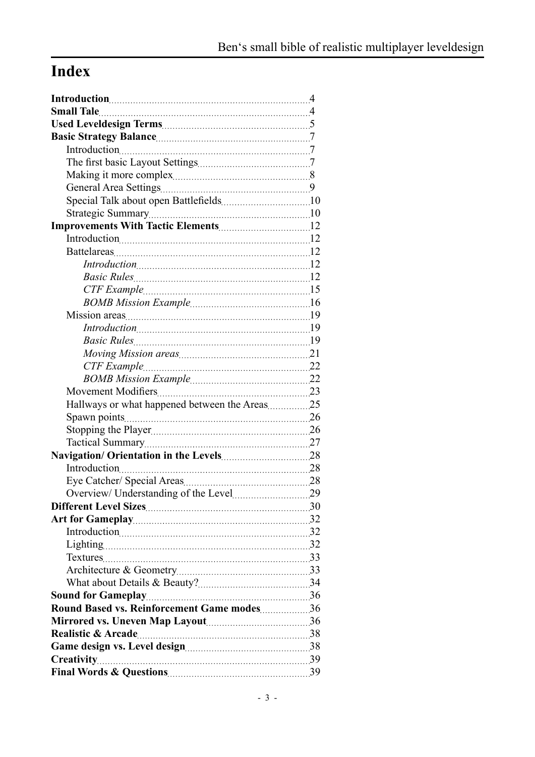# Index

**Introduction** 4
**Small Tale** 4
**Used Leveldesign Terms** 5
**Basic Strategy Balance** 7
- Introduction 7
- The first basic Layout Settings 7
- Making it more complex 8
- General Area Settings 9
- Special Talk about open Battlefields 10
- Strategic Summary 10

**Improvements With Tactic Elements** 12
- Introduction 12
- Battelareas 12
  - *Introduction* 12
  - *Basic Rules* 12
  - *CTF Example* 15
  - *BOMB Mission Example* 16
- Mission areas 19
  - *Introduction* 19
  - *Basic Rules* 19
  - *Moving Mission areas* 21
  - *CTF Example* 22
  - *BOMB Mission Example* 22
- Movement Modifiers 23
- Hallways or what happened between the Areas 25
- Spawn points 26
- Stopping the Player 26
- Tactical Summary 27

**Navigation/ Orientation in the Levels** 28
- Introduction 28
- Eye Catcher/ Special Areas 28
- Overview/ Understanding of the Level 29

**Different Level Sizes** 30
**Art for Gameplay** 32
- Introduction 32
- Lighting 32
- Textures 33
- Architecture & Geometry 33
- What about Details & Beauty? 34

**Sound for Gameplay** 36
**Round Based vs. Reinforcement Game modes** 36
**Mirrored vs. Uneven Map Layout** 36
**Realistic & Arcade** 38
**Game design vs. Level design** 38
**Creativity** 39
**Final Words & Questions** 39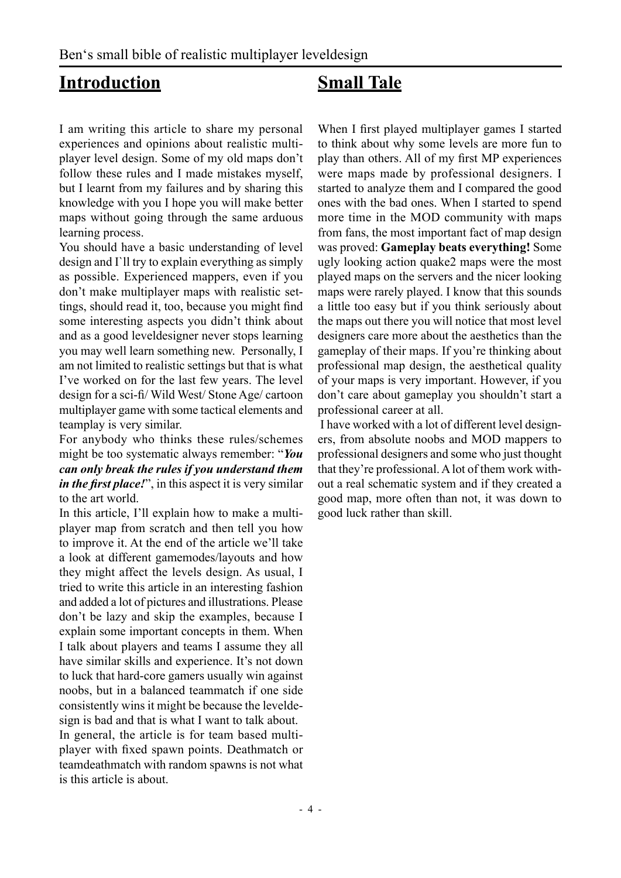## Introduction

I am writing this article to share my personal experiences and opinions about realistic multiplayer level design. Some of my old maps don't follow these rules and I made mistakes myself, but I learnt from my failures and by sharing this knowledge with you I hope you will make better maps without going through the same arduous learning process.

You should have a basic understanding of level design and I`ll try to explain everything as simply as possible. Experienced mappers, even if you don't make multiplayer maps with realistic settings, should read it, too, because you might find some interesting aspects you didn't think about and as a good leveldesigner never stops learning you may well learn something new. Personally, I am not limited to realistic settings but that is what I've worked on for the last few years. The level design for a sci-fi/ Wild West/ Stone Age/ cartoon multiplayer game with some tactical elements and teamplay is very similar.

For anybody who thinks these rules/schemes might be too systematic always remember: "***You can only break the rules if you understand them in the first place!***", in this aspect it is very similar to the art world.

In this article, I'll explain how to make a multiplayer map from scratch and then tell you how to improve it. At the end of the article we'll take a look at different gamemodes/layouts and how they might affect the levels design. As usual, I tried to write this article in an interesting fashion and added a lot of pictures and illustrations. Please don't be lazy and skip the examples, because I explain some important concepts in them. When I talk about players and teams I assume they all have similar skills and experience. It's not down to luck that hard-core gamers usually win against noobs, but in a balanced teammatch if one side consistently wins it might be because the leveldesign is bad and that is what I want to talk about.

In general, the article is for team based multiplayer with fixed spawn points. Deathmatch or teamdeathmatch with random spawns is not what is this article is about.

## Small Tale

When I first played multiplayer games I started to think about why some levels are more fun to play than others. All of my first MP experiences were maps made by professional designers. I started to analyze them and I compared the good ones with the bad ones. When I started to spend more time in the MOD community with maps from fans, the most important fact of map design was proved: **Gameplay beats everything!** Some ugly looking action quake2 maps were the most played maps on the servers and the nicer looking maps were rarely played. I know that this sounds a little too easy but if you think seriously about the maps out there you will notice that most level designers care more about the aesthetics than the gameplay of their maps. If you're thinking about professional map design, the aesthetical quality of your maps is very important. However, if you don't care about gameplay you shouldn't start a professional career at all.

I have worked with a lot of different level designers, from absolute noobs and MOD mappers to professional designers and some who just thought that they're professional. A lot of them work without a real schematic system and if they created a good map, more often than not, it was down to good luck rather than skill.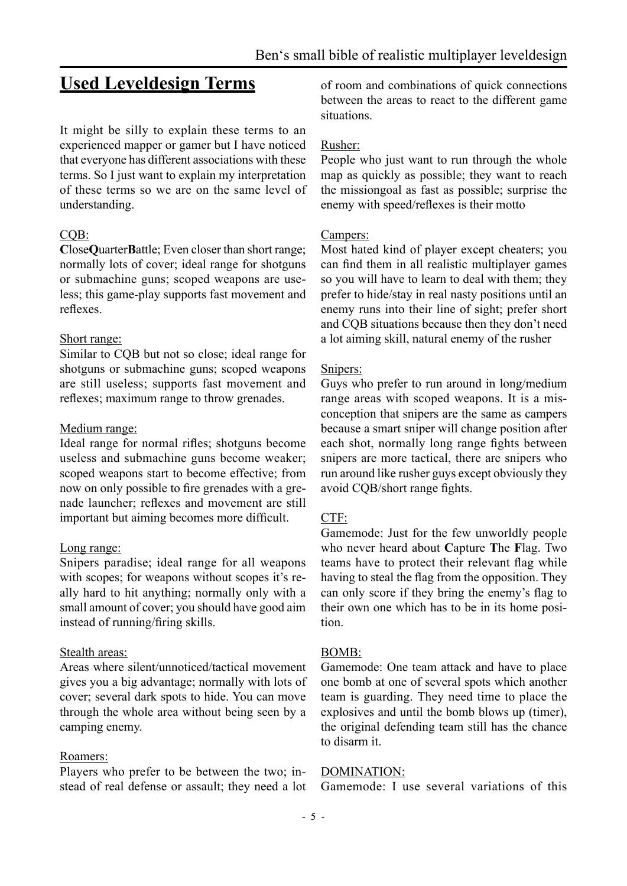## Used Leveldesign Terms

It might be silly to explain these terms to an experienced mapper or gamer but I have noticed that everyone has different associations with these terms. So I just want to explain my interpretation of these terms so we are on the same level of understanding.

CQB:
**C**lose**Q**uarter**B**attle; Even closer than short range; normally lots of cover; ideal range for shotguns or submachine guns; scoped weapons are useless; this game-play supports fast movement and reflexes.

Short range:
Similar to CQB but not so close; ideal range for shotguns or submachine guns; scoped weapons are still useless; supports fast movement and reflexes; maximum range to throw grenades.

Medium range:
Ideal range for normal rifles; shotguns become useless and submachine guns become weaker; scoped weapons start to become effective; from now on only possible to fire grenades with a grenade launcher; reflexes and movement are still important but aiming becomes more difficult.

Long range:
Snipers paradise; ideal range for all weapons with scopes; for weapons without scopes it's really hard to hit anything; normally only with a small amount of cover; you should have good aim instead of running/firing skills.

Stealth areas:
Areas where silent/unnoticed/tactical movement gives you a big advantage; normally with lots of cover; several dark spots to hide. You can move through the whole area without being seen by a camping enemy.

Roamers:
Players who prefer to be between the two; instead of real defense or assault; they need a lot of room and combinations of quick connections between the areas to react to the different game situations.

Rusher:
People who just want to run through the whole map as quickly as possible; they want to reach the missiongoal as fast as possible; surprise the enemy with speed/reflexes is their motto

Campers:
Most hated kind of player except cheaters; you can find them in all realistic multiplayer games so you will have to learn to deal with them; they prefer to hide/stay in real nasty positions until an enemy runs into their line of sight; prefer short and CQB situations because then they don't need a lot aiming skill, natural enemy of the rusher

Snipers:
Guys who prefer to run around in long/medium range areas with scoped weapons. It is a misconception that snipers are the same as campers because a smart sniper will change position after each shot, normally long range fights between snipers are more tactical, there are snipers who run around like rusher guys except obviously they avoid CQB/short range fights.

CTF:
Gamemode: Just for the few unworldly people who never heard about **C**apture **T**he **F**lag. Two teams have to protect their relevant flag while having to steal the flag from the opposition. They can only score if they bring the enemy's flag to their own one which has to be in its home position.

BOMB:
Gamemode: One team attack and have to place one bomb at one of several spots which another team is guarding. They need time to place the explosives and until the bomb blows up (timer), the original defending team still has the chance to disarm it.

DOMINATION:
Gamemode: I use several variations of this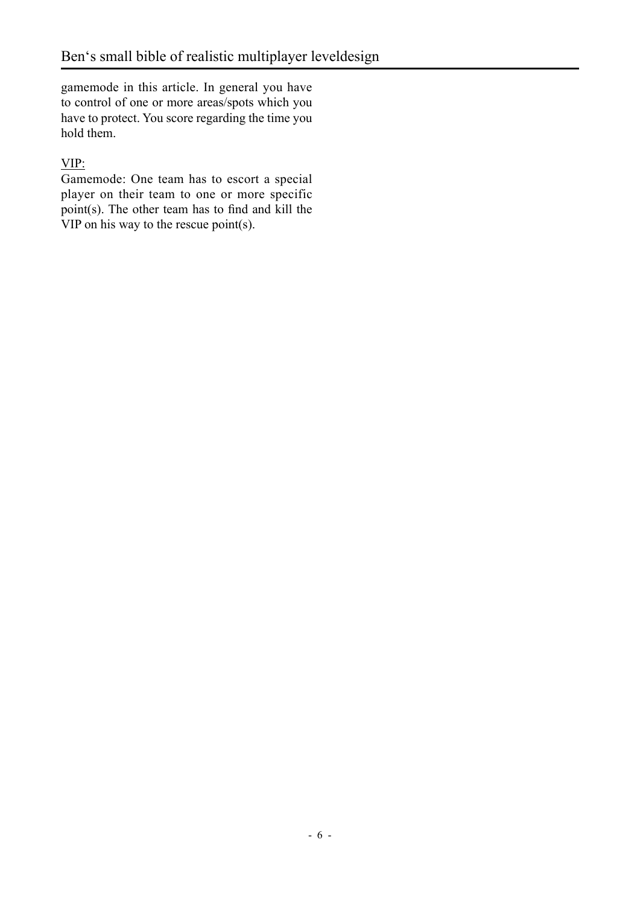gamemode in this article. In general you have to control of one or more areas/spots which you have to protect. You score regarding the time you hold them.

VIP:

Gamemode: One team has to escort a special player on their team to one or more specific point(s). The other team has to find and kill the VIP on his way to the rescue point(s).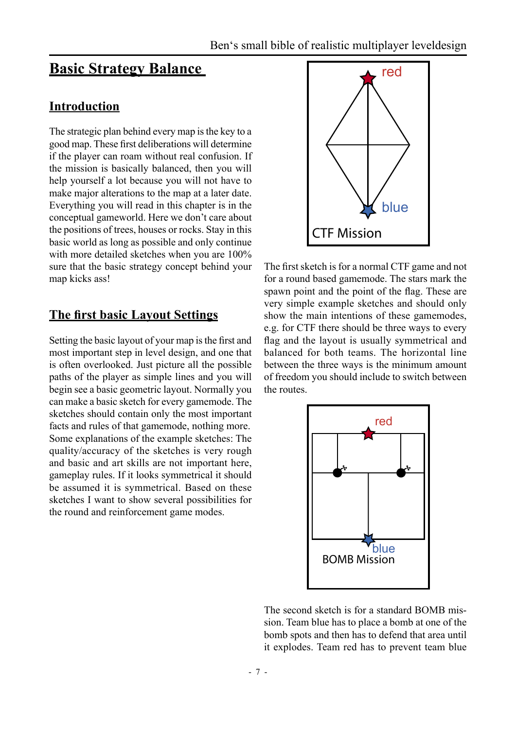# Basic Strategy Balance

## Introduction

The strategic plan behind every map is the key to a good map. These first deliberations will determine if the player can roam without real confusion. If the mission is basically balanced, then you will help yourself a lot because you will not have to make major alterations to the map at a later date. Everything you will read in this chapter is in the conceptual gameworld. Here we don't care about the positions of trees, houses or rocks. Stay in this basic world as long as possible and only continue with more detailed sketches when you are 100% sure that the basic strategy concept behind your map kicks ass!

## The first basic Layout Settings

Setting the basic layout of your map is the first and most important step in level design, and one that is often overlooked. Just picture all the possible paths of the player as simple lines and you will begin see a basic geometric layout. Normally you can make a basic sketch for every gamemode. The sketches should contain only the most important facts and rules of that gamemode, nothing more. Some explanations of the example sketches: The quality/accuracy of the sketches is very rough and basic and art skills are not important here, gameplay rules. If it looks symmetrical it should be assumed it is symmetrical. Based on these sketches I want to show several possibilities for the round and reinforcement game modes.

red

blue

CTF Mission

The first sketch is for a normal CTF game and not for a round based gamemode. The stars mark the spawn point and the point of the flag. These are very simple example sketches and should only show the main intentions of these gamemodes, e.g. for CTF there should be three ways to every flag and the layout is usually symmetrical and balanced for both teams. The horizontal line between the three ways is the minimum amount of freedom you should include to switch between the routes.

red

blue

BOMB Mission

The second sketch is for a standard BOMB mission. Team blue has to place a bomb at one of the bomb spots and then has to defend that area until it explodes. Team red has to prevent team blue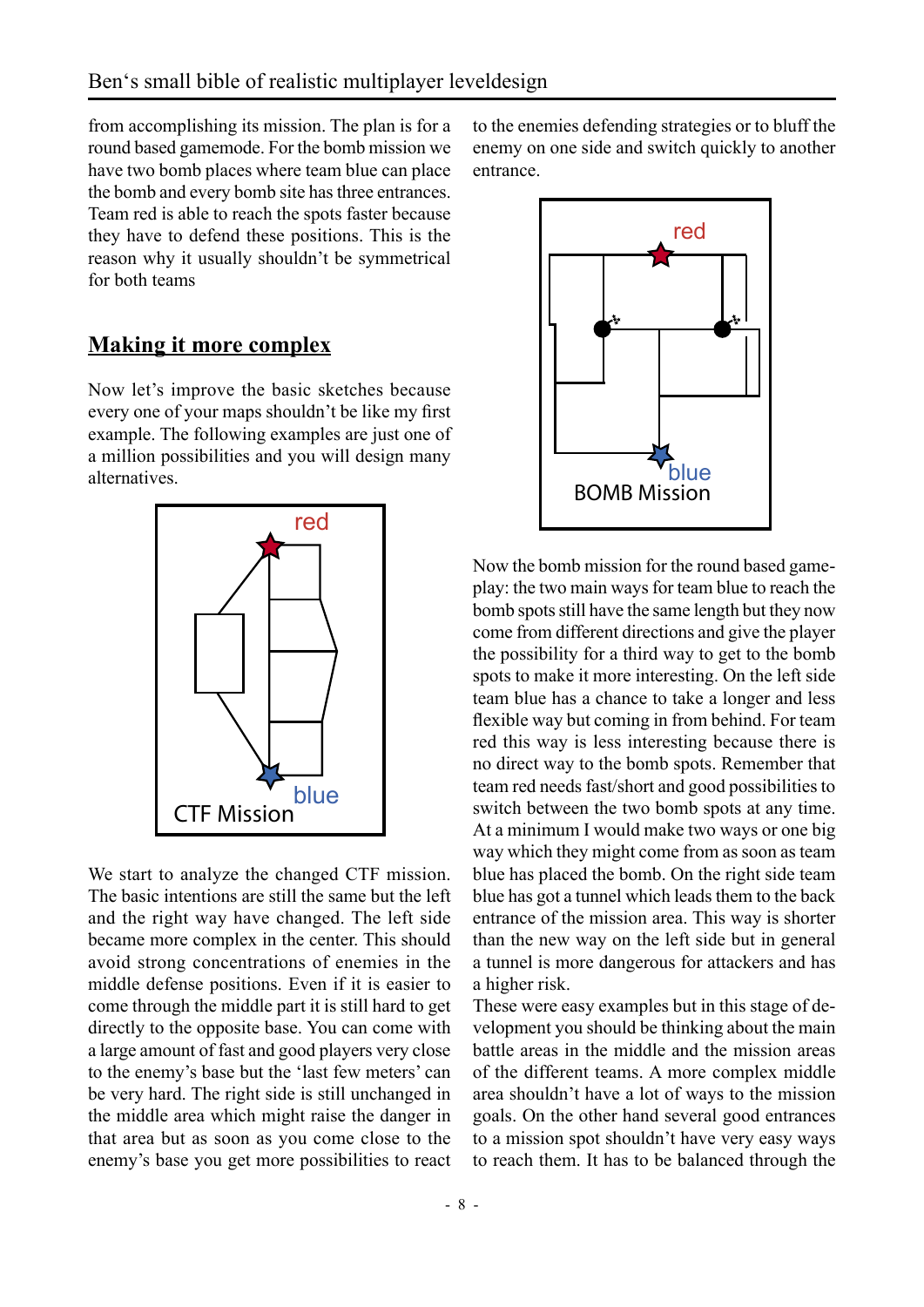from accomplishing its mission. The plan is for a round based gamemode. For the bomb mission we have two bomb places where team blue can place the bomb and every bomb site has three entrances. Team red is able to reach the spots faster because they have to defend these positions. This is the reason why it usually shouldn't be symmetrical for both teams

## Making it more complex

Now let's improve the basic sketches because every one of your maps shouldn't be like my first example. The following examples are just one of a million possibilities and you will design many alternatives.

We start to analyze the changed CTF mission. The basic intentions are still the same but the left and the right way have changed. The left side became more complex in the center. This should avoid strong concentrations of enemies in the middle defense positions. Even if it is easier to come through the middle part it is still hard to get directly to the opposite base. You can come with a large amount of fast and good players very close to the enemy's base but the 'last few meters' can be very hard. The right side is still unchanged in the middle area which might raise the danger in that area but as soon as you come close to the enemy's base you get more possibilities to react to the enemies defending strategies or to bluff the enemy on one side and switch quickly to another entrance.

Now the bomb mission for the round based gameplay: the two main ways for team blue to reach the bomb spots still have the same length but they now come from different directions and give the player the possibility for a third way to get to the bomb spots to make it more interesting. On the left side team blue has a chance to take a longer and less flexible way but coming in from behind. For team red this way is less interesting because there is no direct way to the bomb spots. Remember that team red needs fast/short and good possibilities to switch between the two bomb spots at any time. At a minimum I would make two ways or one big way which they might come from as soon as team blue has placed the bomb. On the right side team blue has got a tunnel which leads them to the back entrance of the mission area. This way is shorter than the new way on the left side but in general a tunnel is more dangerous for attackers and has a higher risk.

These were easy examples but in this stage of development you should be thinking about the main battle areas in the middle and the mission areas of the different teams. A more complex middle area shouldn't have a lot of ways to the mission goals. On the other hand several good entrances to a mission spot shouldn't have very easy ways to reach them. It has to be balanced through the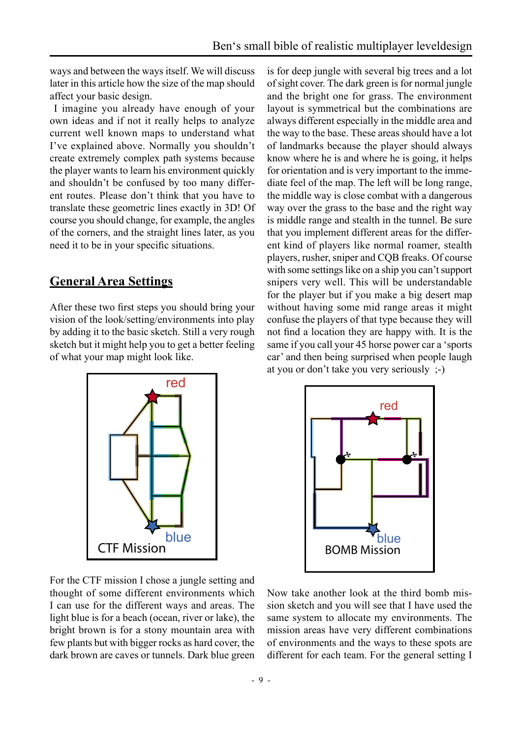ways and between the ways itself. We will discuss later in this article how the size of the map should affect your basic design.

I imagine you already have enough of your own ideas and if not it really helps to analyze current well known maps to understand what I've explained above. Normally you shouldn't create extremely complex path systems because the player wants to learn his environment quickly and shouldn't be confused by too many different routes. Please don't think that you have to translate these geometric lines exactly in 3D! Of course you should change, for example, the angles of the corners, and the straight lines later, as you need it to be in your specific situations.

## General Area Settings

After these two first steps you should bring your vision of the look/setting/environments into play by adding it to the basic sketch. Still a very rough sketch but it might help you to get a better feeling of what your map might look like.

red

blue

CTF Mission

For the CTF mission I chose a jungle setting and thought of some different environments which I can use for the different ways and areas. The light blue is for a beach (ocean, river or lake), the bright brown is for a stony mountain area with few plants but with bigger rocks as hard cover, the dark brown are caves or tunnels. Dark blue green is for deep jungle with several big trees and a lot of sight cover. The dark green is for normal jungle and the bright one for grass. The environment layout is symmetrical but the combinations are always different especially in the middle area and the way to the base. These areas should have a lot of landmarks because the player should always know where he is and where he is going, it helps for orientation and is very important to the immediate feel of the map. The left will be long range, the middle way is close combat with a dangerous way over the grass to the base and the right way is middle range and stealth in the tunnel. Be sure that you implement different areas for the different kind of players like normal roamer, stealth players, rusher, sniper and CQB freaks. Of course with some settings like on a ship you can't support snipers very well. This will be understandable for the player but if you make a big desert map without having some mid range areas it might confuse the players of that type because they will not find a location they are happy with. It is the same if you call your 45 horse power car a 'sports car' and then being surprised when people laugh at you or don't take you very seriously ;-)

red

blue

BOMB Mission

Now take another look at the third bomb mission sketch and you will see that I have used the same system to allocate my environments. The mission areas have very different combinations of environments and the ways to these spots are different for each team. For the general setting I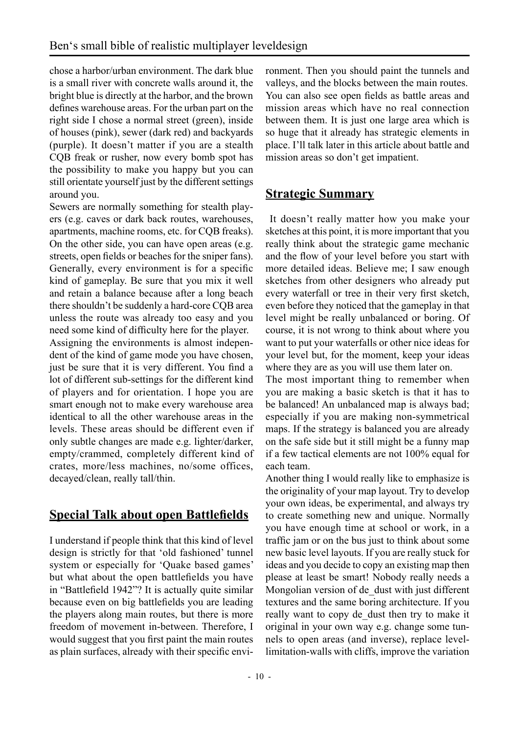chose a harbor/urban environment. The dark blue is a small river with concrete walls around it, the bright blue is directly at the harbor, and the brown defines warehouse areas. For the urban part on the right side I chose a normal street (green), inside of houses (pink), sewer (dark red) and backyards (purple). It doesn't matter if you are a stealth CQB freak or rusher, now every bomb spot has the possibility to make you happy but you can still orientate yourself just by the different settings around you.

Sewers are normally something for stealth players (e.g. caves or dark back routes, warehouses, apartments, machine rooms, etc. for CQB freaks). On the other side, you can have open areas (e.g. streets, open fields or beaches for the sniper fans). Generally, every environment is for a specific kind of gameplay. Be sure that you mix it well and retain a balance because after a long beach there shouldn't be suddenly a hard-core CQB area unless the route was already too easy and you need some kind of difficulty here for the player.

Assigning the environments is almost independent of the kind of game mode you have chosen, just be sure that it is very different. You find a lot of different sub-settings for the different kind of players and for orientation. I hope you are smart enough not to make every warehouse area identical to all the other warehouse areas in the levels. These areas should be different even if only subtle changes are made e.g. lighter/darker, empty/crammed, completely different kind of crates, more/less machines, no/some offices, decayed/clean, really tall/thin.

## Special Talk about open Battlefields

I understand if people think that this kind of level design is strictly for that 'old fashioned' tunnel system or especially for 'Quake based games' but what about the open battlefields you have in "Battlefield 1942"? It is actually quite similar because even on big battlefields you are leading the players along main routes, but there is more freedom of movement in-between. Therefore, I would suggest that you first paint the main routes as plain surfaces, already with their specific environment. Then you should paint the tunnels and valleys, and the blocks between the main routes. You can also see open fields as battle areas and mission areas which have no real connection between them. It is just one large area which is so huge that it already has strategic elements in place. I'll talk later in this article about battle and mission areas so don't get impatient.

## Strategic Summary

It doesn't really matter how you make your sketches at this point, it is more important that you really think about the strategic game mechanic and the flow of your level before you start with more detailed ideas. Believe me; I saw enough sketches from other designers who already put every waterfall or tree in their very first sketch, even before they noticed that the gameplay in that level might be really unbalanced or boring. Of course, it is not wrong to think about where you want to put your waterfalls or other nice ideas for your level but, for the moment, keep your ideas where they are as you will use them later on.

The most important thing to remember when you are making a basic sketch is that it has to be balanced! An unbalanced map is always bad; especially if you are making non-symmetrical maps. If the strategy is balanced you are already on the safe side but it still might be a funny map if a few tactical elements are not 100% equal for each team.

Another thing I would really like to emphasize is the originality of your map layout. Try to develop your own ideas, be experimental, and always try to create something new and unique. Normally you have enough time at school or work, in a traffic jam or on the bus just to think about some new basic level layouts. If you are really stuck for ideas and you decide to copy an existing map then please at least be smart! Nobody really needs a Mongolian version of de_dust with just different textures and the same boring architecture. If you really want to copy de_dust then try to make it original in your own way e.g. change some tunnels to open areas (and inverse), replace level-limitation-walls with cliffs, improve the variation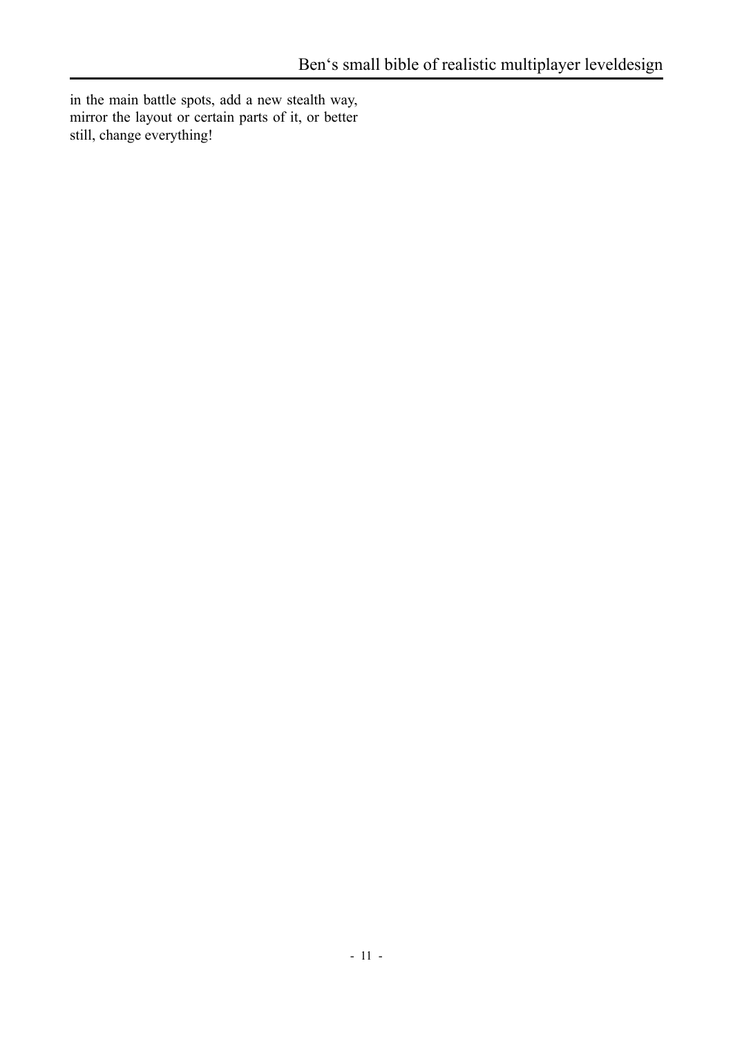in the main battle spots, add a new stealth way, mirror the layout or certain parts of it, or better still, change everything!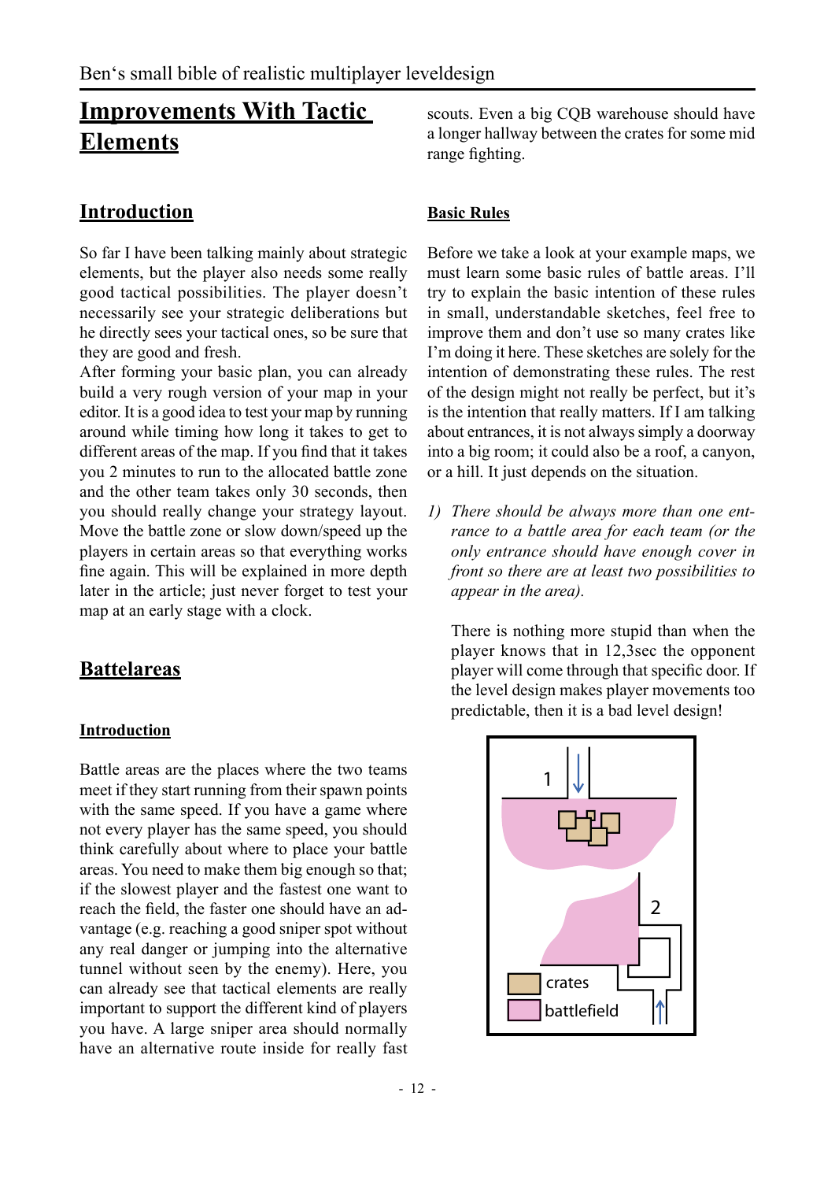# Improvements With Tactic Elements

## Introduction

So far I have been talking mainly about strategic elements, but the player also needs some really good tactical possibilities. The player doesn't necessarily see your strategic deliberations but he directly sees your tactical ones, so be sure that they are good and fresh.
After forming your basic plan, you can already build a very rough version of your map in your editor. It is a good idea to test your map by running around while timing how long it takes to get to different areas of the map. If you find that it takes you 2 minutes to run to the allocated battle zone and the other team takes only 30 seconds, then you should really change your strategy layout. Move the battle zone or slow down/speed up the players in certain areas so that everything works fine again. This will be explained in more depth later in the article; just never forget to test your map at an early stage with a clock.

## Battelareas

### Introduction

Battle areas are the places where the two teams meet if they start running from their spawn points with the same speed. If you have a game where not every player has the same speed, you should think carefully about where to place your battle areas. You need to make them big enough so that; if the slowest player and the fastest one want to reach the field, the faster one should have an advantage (e.g. reaching a good sniper spot without any real danger or jumping into the alternative tunnel without seen by the enemy). Here, you can already see that tactical elements are really important to support the different kind of players you have. A large sniper area should normally have an alternative route inside for really fast scouts. Even a big CQB warehouse should have a longer hallway between the crates for some mid range fighting.

### Basic Rules

Before we take a look at your example maps, we must learn some basic rules of battle areas. I'll try to explain the basic intention of these rules in small, understandable sketches, feel free to improve them and don't use so many crates like I'm doing it here. These sketches are solely for the intention of demonstrating these rules. The rest of the design might not really be perfect, but it's is the intention that really matters. If I am talking about entrances, it is not always simply a doorway into a big room; it could also be a roof, a canyon, or a hill. It just depends on the situation.

1) *There should be always more than one entrance to a battle area for each team (or the only entrance should have enough cover in front so there are at least two possibilities to appear in the area).*

   There is nothing more stupid than when the player knows that in 12,3sec the opponent player will come through that specific door. If the level design makes player movements too predictable, then it is a bad level design!

1
2
crates
battlefield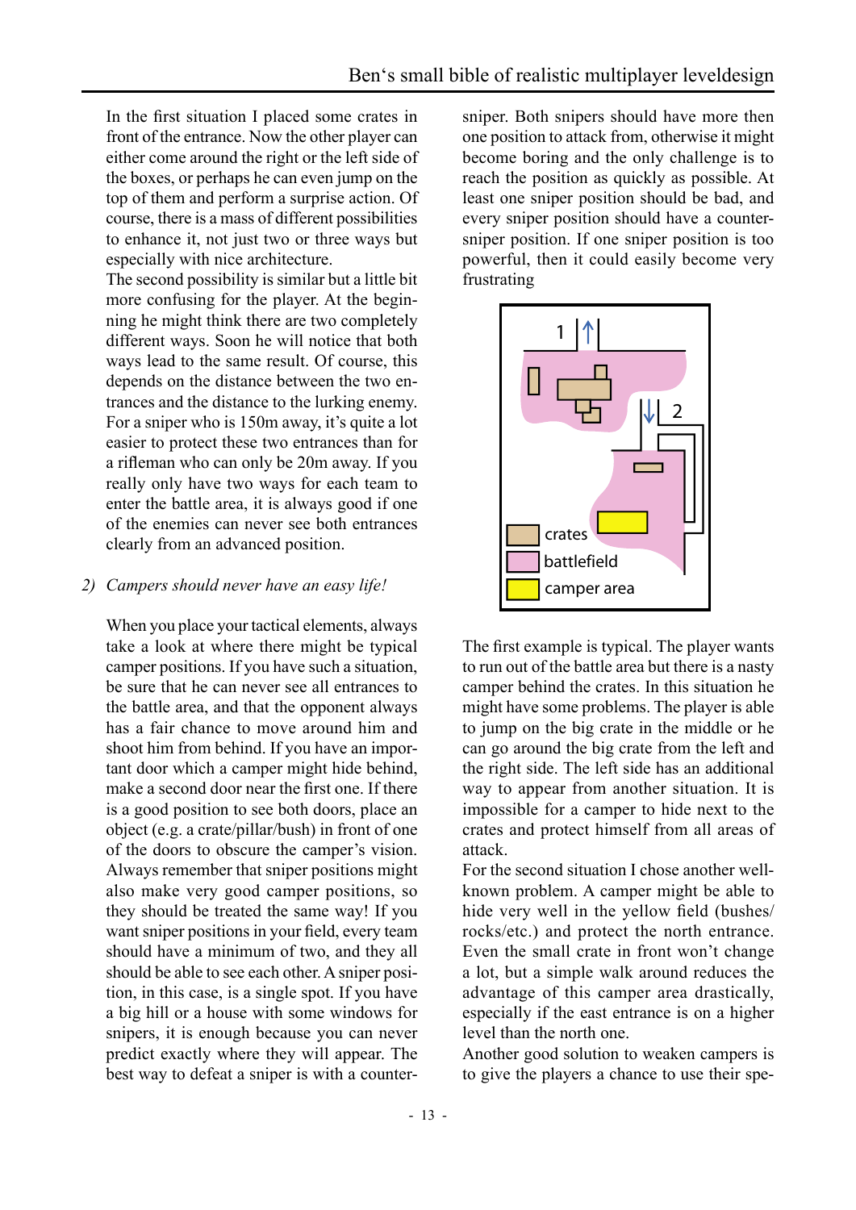In the first situation I placed some crates in front of the entrance. Now the other player can either come around the right or the left side of the boxes, or perhaps he can even jump on the top of them and perform a surprise action. Of course, there is a mass of different possibilities to enhance it, not just two or three ways but especially with nice architecture.
The second possibility is similar but a little bit more confusing for the player. At the beginning he might think there are two completely different ways. Soon he will notice that both ways lead to the same result. Of course, this depends on the distance between the two entrances and the distance to the lurking enemy. For a sniper who is 150m away, it's quite a lot easier to protect these two entrances than for a rifleman who can only be 20m away. If you really only have two ways for each team to enter the battle area, it is always good if one of the enemies can never see both entrances clearly from an advanced position.

## 2) *Campers should never have an easy life!*

When you place your tactical elements, always take a look at where there might be typical camper positions. If you have such a situation, be sure that he can never see all entrances to the battle area, and that the opponent always has a fair chance to move around him and shoot him from behind. If you have an important door which a camper might hide behind, make a second door near the first one. If there is a good position to see both doors, place an object (e.g. a crate/pillar/bush) in front of one of the doors to obscure the camper's vision. Always remember that sniper positions might also make very good camper positions, so they should be treated the same way! If you want sniper positions in your field, every team should have a minimum of two, and they all should be able to see each other. A sniper position, in this case, is a single spot. If you have a big hill or a house with some windows for snipers, it is enough because you can never predict exactly where they will appear. The best way to defeat a sniper is with a counter-sniper. Both snipers should have more then one position to attack from, otherwise it might become boring and the only challenge is to reach the position as quickly as possible. At least one sniper position should be bad, and every sniper position should have a counter-sniper position. If one sniper position is too powerful, then it could easily become very frustrating

1 2

crates
battlefield
camper area

The first example is typical. The player wants to run out of the battle area but there is a nasty camper behind the crates. In this situation he might have some problems. The player is able to jump on the big crate in the middle or he can go around the big crate from the left and the right side. The left side has an additional way to appear from another situation. It is impossible for a camper to hide next to the crates and protect himself from all areas of attack.
For the second situation I chose another well-known problem. A camper might be able to hide very well in the yellow field (bushes/rocks/etc.) and protect the north entrance. Even the small crate in front won't change a lot, but a simple walk around reduces the advantage of this camper area drastically, especially if the east entrance is on a higher level than the north one.
Another good solution to weaken campers is to give the players a chance to use their spe-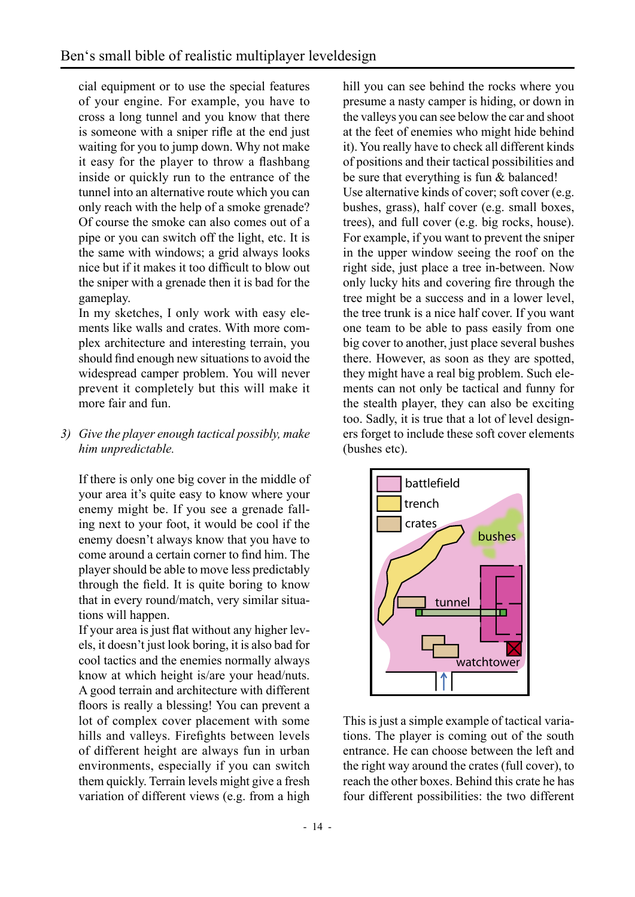cial equipment or to use the special features of your engine. For example, you have to cross a long tunnel and you know that there is someone with a sniper rifle at the end just waiting for you to jump down. Why not make it easy for the player to throw a flashbang inside or quickly run to the entrance of the tunnel into an alternative route which you can only reach with the help of a smoke grenade? Of course the smoke can also comes out of a pipe or you can switch off the light, etc. It is the same with windows; a grid always looks nice but if it makes it too difficult to blow out the sniper with a grenade then it is bad for the gameplay.

In my sketches, I only work with easy elements like walls and crates. With more complex architecture and interesting terrain, you should find enough new situations to avoid the widespread camper problem. You will never prevent it completely but this will make it more fair and fun.

*3) Give the player enough tactical possibly, make him unpredictable.*

If there is only one big cover in the middle of your area it's quite easy to know where your enemy might be. If you see a grenade falling next to your foot, it would be cool if the enemy doesn't always know that you have to come around a certain corner to find him. The player should be able to move less predictably through the field. It is quite boring to know that in every round/match, very similar situations will happen.

If your area is just flat without any higher levels, it doesn't just look boring, it is also bad for cool tactics and the enemies normally always know at which height is/are your head/nuts. A good terrain and architecture with different floors is really a blessing! You can prevent a lot of complex cover placement with some hills and valleys. Firefights between levels of different height are always fun in urban environments, especially if you can switch them quickly. Terrain levels might give a fresh variation of different views (e.g. from a high hill you can see behind the rocks where you presume a nasty camper is hiding, or down in the valleys you can see below the car and shoot at the feet of enemies who might hide behind it). You really have to check all different kinds of positions and their tactical possibilities and be sure that everything is fun & balanced!

Use alternative kinds of cover; soft cover (e.g. bushes, grass), half cover (e.g. small boxes, trees), and full cover (e.g. big rocks, house). For example, if you want to prevent the sniper in the upper window seeing the roof on the right side, just place a tree in-between. Now only lucky hits and covering fire through the tree might be a success and in a lower level, the tree trunk is a nice half cover. If you want one team to be able to pass easily from one big cover to another, just place several bushes there. However, as soon as they are spotted, they might have a real big problem. Such elements can not only be tactical and funny for the stealth player, they can also be exciting too. Sadly, it is true that a lot of level designers forget to include these soft cover elements (bushes etc).

This is just a simple example of tactical variations. The player is coming out of the south entrance. He can choose between the left and the right way around the crates (full cover), to reach the other boxes. Behind this crate he has four different possibilities: the two different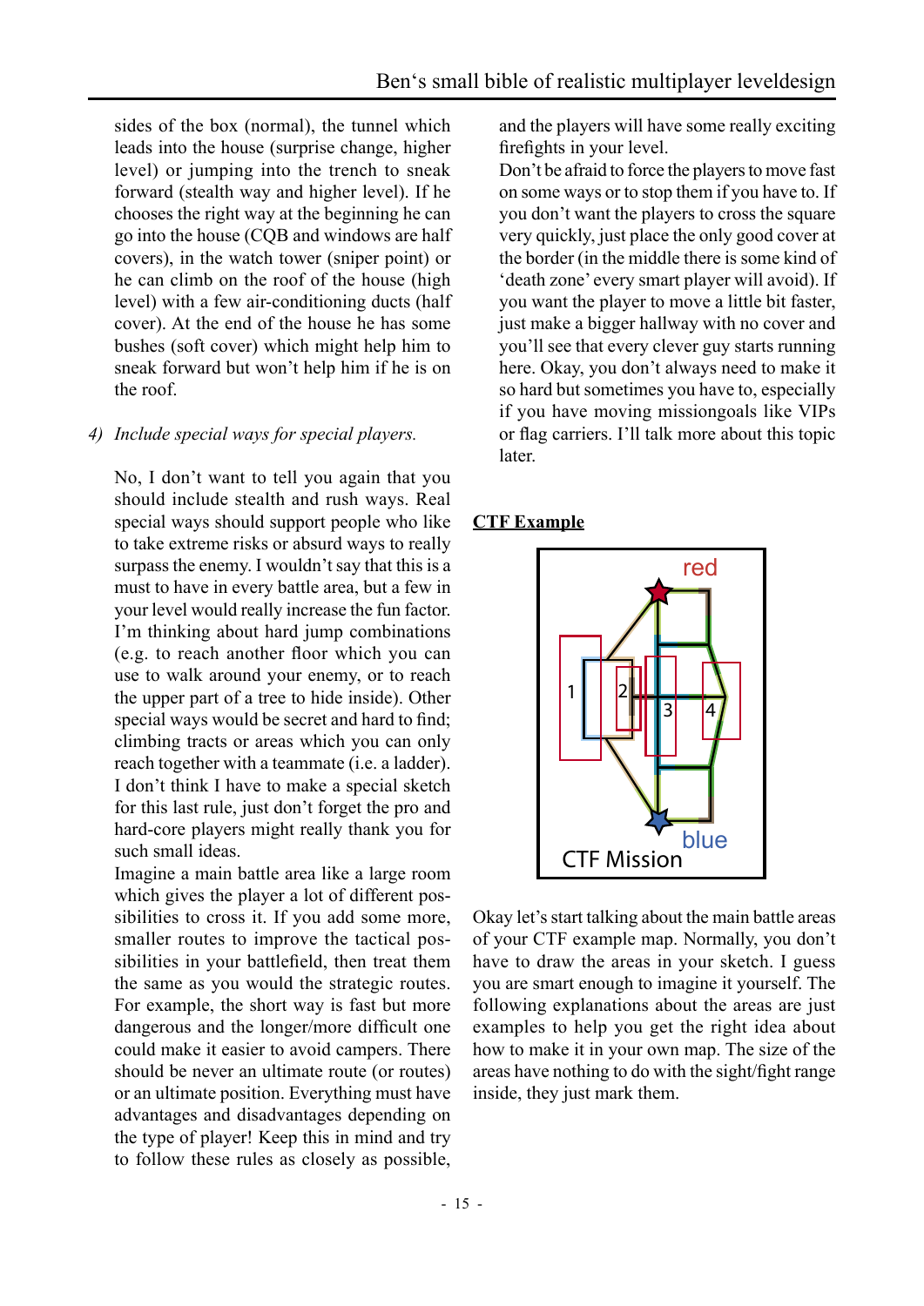sides of the box (normal), the tunnel which leads into the house (surprise change, higher level) or jumping into the trench to sneak forward (stealth way and higher level). If he chooses the right way at the beginning he can go into the house (CQB and windows are half covers), in the watch tower (sniper point) or he can climb on the roof of the house (high level) with a few air-conditioning ducts (half cover). At the end of the house he has some bushes (soft cover) which might help him to sneak forward but won't help him if he is on the roof.

4) *Include special ways for special players.*

No, I don't want to tell you again that you should include stealth and rush ways. Real special ways should support people who like to take extreme risks or absurd ways to really surpass the enemy. I wouldn't say that this is a must to have in every battle area, but a few in your level would really increase the fun factor. I'm thinking about hard jump combinations (e.g. to reach another floor which you can use to walk around your enemy, or to reach the upper part of a tree to hide inside). Other special ways would be secret and hard to find; climbing tracts or areas which you can only reach together with a teammate (i.e. a ladder). I don't think I have to make a special sketch for this last rule, just don't forget the pro and hard-core players might really thank you for such small ideas.

Imagine a main battle area like a large room which gives the player a lot of different possibilities to cross it. If you add some more, smaller routes to improve the tactical possibilities in your battlefield, then treat them the same as you would the strategic routes. For example, the short way is fast but more dangerous and the longer/more difficult one could make it easier to avoid campers. There should be never an ultimate route (or routes) or an ultimate position. Everything must have advantages and disadvantages depending on the type of player! Keep this in mind and try to follow these rules as closely as possible, and the players will have some really exciting firefights in your level.

Don't be afraid to force the players to move fast on some ways or to stop them if you have to. If you don't want the players to cross the square very quickly, just place the only good cover at the border (in the middle there is some kind of 'death zone' every smart player will avoid). If you want the player to move a little bit faster, just make a bigger hallway with no cover and you'll see that every clever guy starts running here. Okay, you don't always need to make it so hard but sometimes you have to, especially if you have moving missiongoals like VIPs or flag carriers. I'll talk more about this topic later.

**CTF Example**

Okay let's start talking about the main battle areas of your CTF example map. Normally, you don't have to draw the areas in your sketch. I guess you are smart enough to imagine it yourself. The following explanations about the areas are just examples to help you get the right idea about how to make it in your own map. The size of the areas have nothing to do with the sight/fight range inside, they just mark them.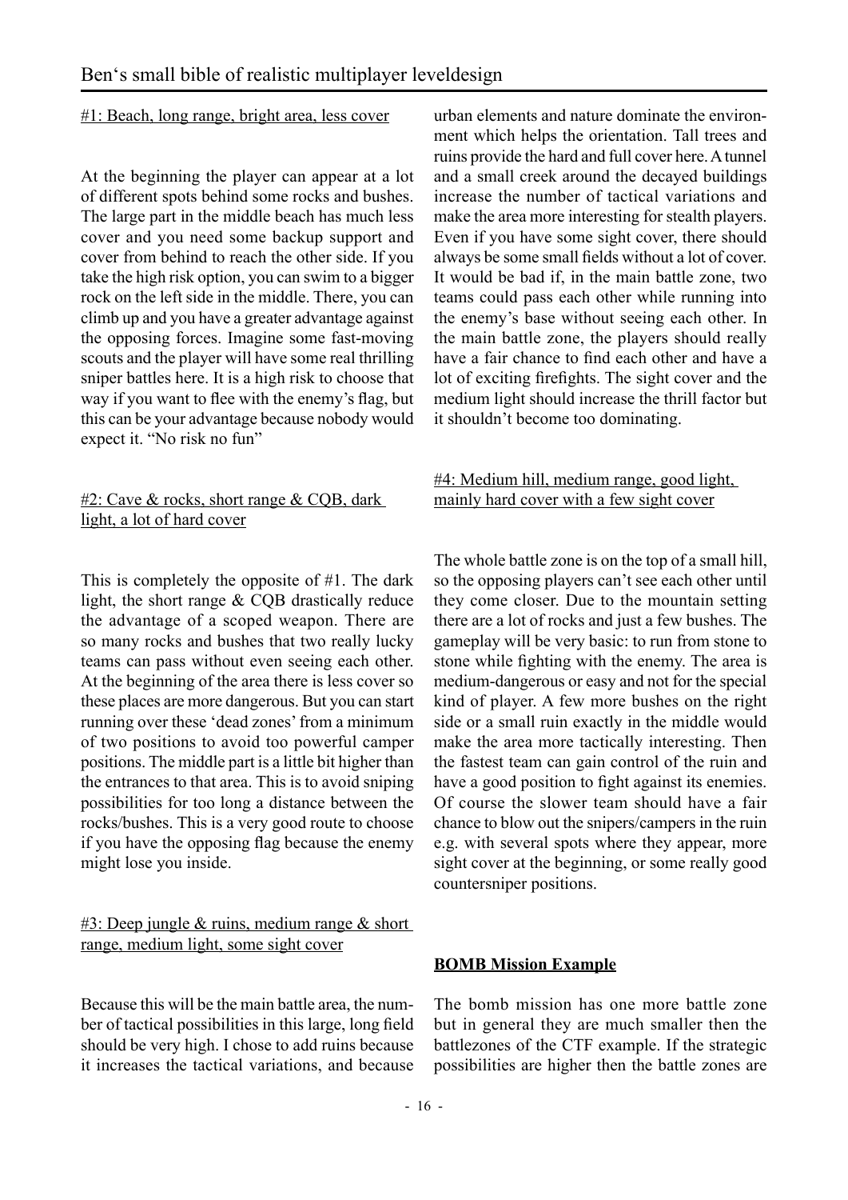#1: Beach, long range, bright area, less cover

At the beginning the player can appear at a lot of different spots behind some rocks and bushes. The large part in the middle beach has much less cover and you need some backup support and cover from behind to reach the other side. If you take the high risk option, you can swim to a bigger rock on the left side in the middle. There, you can climb up and you have a greater advantage against the opposing forces. Imagine some fast-moving scouts and the player will have some real thrilling sniper battles here. It is a high risk to choose that way if you want to flee with the enemy's flag, but this can be your advantage because nobody would expect it. "No risk no fun"

#2: Cave & rocks, short range & CQB, dark light, a lot of hard cover

This is completely the opposite of #1. The dark light, the short range & CQB drastically reduce the advantage of a scoped weapon. There are so many rocks and bushes that two really lucky teams can pass without even seeing each other. At the beginning of the area there is less cover so these places are more dangerous. But you can start running over these 'dead zones' from a minimum of two positions to avoid too powerful camper positions. The middle part is a little bit higher than the entrances to that area. This is to avoid sniping possibilities for too long a distance between the rocks/bushes. This is a very good route to choose if you have the opposing flag because the enemy might lose you inside.

#3: Deep jungle & ruins, medium range & short range, medium light, some sight cover

Because this will be the main battle area, the number of tactical possibilities in this large, long field should be very high. I chose to add ruins because it increases the tactical variations, and because urban elements and nature dominate the environment which helps the orientation. Tall trees and ruins provide the hard and full cover here. A tunnel and a small creek around the decayed buildings increase the number of tactical variations and make the area more interesting for stealth players. Even if you have some sight cover, there should always be some small fields without a lot of cover. It would be bad if, in the main battle zone, two teams could pass each other while running into the enemy's base without seeing each other. In the main battle zone, the players should really have a fair chance to find each other and have a lot of exciting firefights. The sight cover and the medium light should increase the thrill factor but it shouldn't become too dominating.

#4: Medium hill, medium range, good light, mainly hard cover with a few sight cover

The whole battle zone is on the top of a small hill, so the opposing players can't see each other until they come closer. Due to the mountain setting there are a lot of rocks and just a few bushes. The gameplay will be very basic: to run from stone to stone while fighting with the enemy. The area is medium-dangerous or easy and not for the special kind of player. A few more bushes on the right side or a small ruin exactly in the middle would make the area more tactically interesting. Then the fastest team can gain control of the ruin and have a good position to fight against its enemies. Of course the slower team should have a fair chance to blow out the snipers/campers in the ruin e.g. with several spots where they appear, more sight cover at the beginning, or some really good countersniper positions.

**BOMB Mission Example**

The bomb mission has one more battle zone but in general they are much smaller then the battlezones of the CTF example. If the strategic possibilities are higher then the battle zones are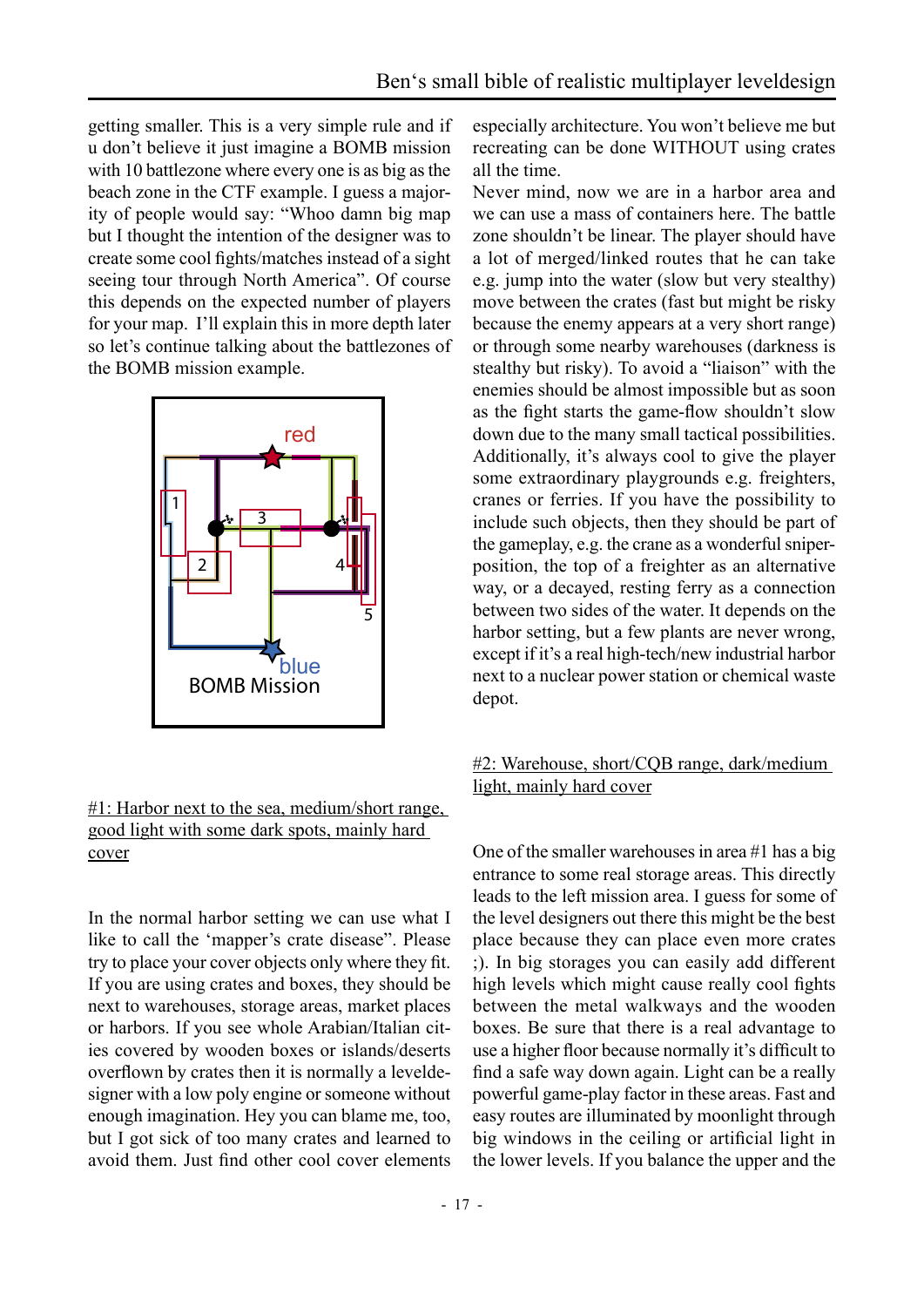getting smaller. This is a very simple rule and if u don't believe it just imagine a BOMB mission with 10 battlezone where every one is as big as the beach zone in the CTF example. I guess a majority of people would say: "Whoo damn big map but I thought the intention of the designer was to create some cool fights/matches instead of a sight seeing tour through North America". Of course this depends on the expected number of players for your map. I'll explain this in more depth later so let's continue talking about the battlezones of the BOMB mission example.

red

1

3

2

4

5

blue

BOMB Mission

#1: Harbor next to the sea, medium/short range, good light with some dark spots, mainly hard cover

In the normal harbor setting we can use what I like to call the 'mapper's crate disease". Please try to place your cover objects only where they fit. If you are using crates and boxes, they should be next to warehouses, storage areas, market places or harbors. If you see whole Arabian/Italian cities covered by wooden boxes or islands/deserts overflown by crates then it is normally a leveldesigner with a low poly engine or someone without enough imagination. Hey you can blame me, too, but I got sick of too many crates and learned to avoid them. Just find other cool cover elements especially architecture. You won't believe me but recreating can be done WITHOUT using crates all the time.

Never mind, now we are in a harbor area and we can use a mass of containers here. The battle zone shouldn't be linear. The player should have a lot of merged/linked routes that he can take e.g. jump into the water (slow but very stealthy) move between the crates (fast but might be risky because the enemy appears at a very short range) or through some nearby warehouses (darkness is stealthy but risky). To avoid a "liaison" with the enemies should be almost impossible but as soon as the fight starts the game-flow shouldn't slow down due to the many small tactical possibilities. Additionally, it's always cool to give the player some extraordinary playgrounds e.g. freighters, cranes or ferries. If you have the possibility to include such objects, then they should be part of the gameplay, e.g. the crane as a wonderful sniper-position, the top of a freighter as an alternative way, or a decayed, resting ferry as a connection between two sides of the water. It depends on the harbor setting, but a few plants are never wrong, except if it's a real high-tech/new industrial harbor next to a nuclear power station or chemical waste depot.

#2: Warehouse, short/CQB range, dark/medium light, mainly hard cover

One of the smaller warehouses in area #1 has a big entrance to some real storage areas. This directly leads to the left mission area. I guess for some of the level designers out there this might be the best place because they can place even more crates ;). In big storages you can easily add different high levels which might cause really cool fights between the metal walkways and the wooden boxes. Be sure that there is a real advantage to use a higher floor because normally it's difficult to find a safe way down again. Light can be a really powerful game-play factor in these areas. Fast and easy routes are illuminated by moonlight through big windows in the ceiling or artificial light in the lower levels. If you balance the upper and the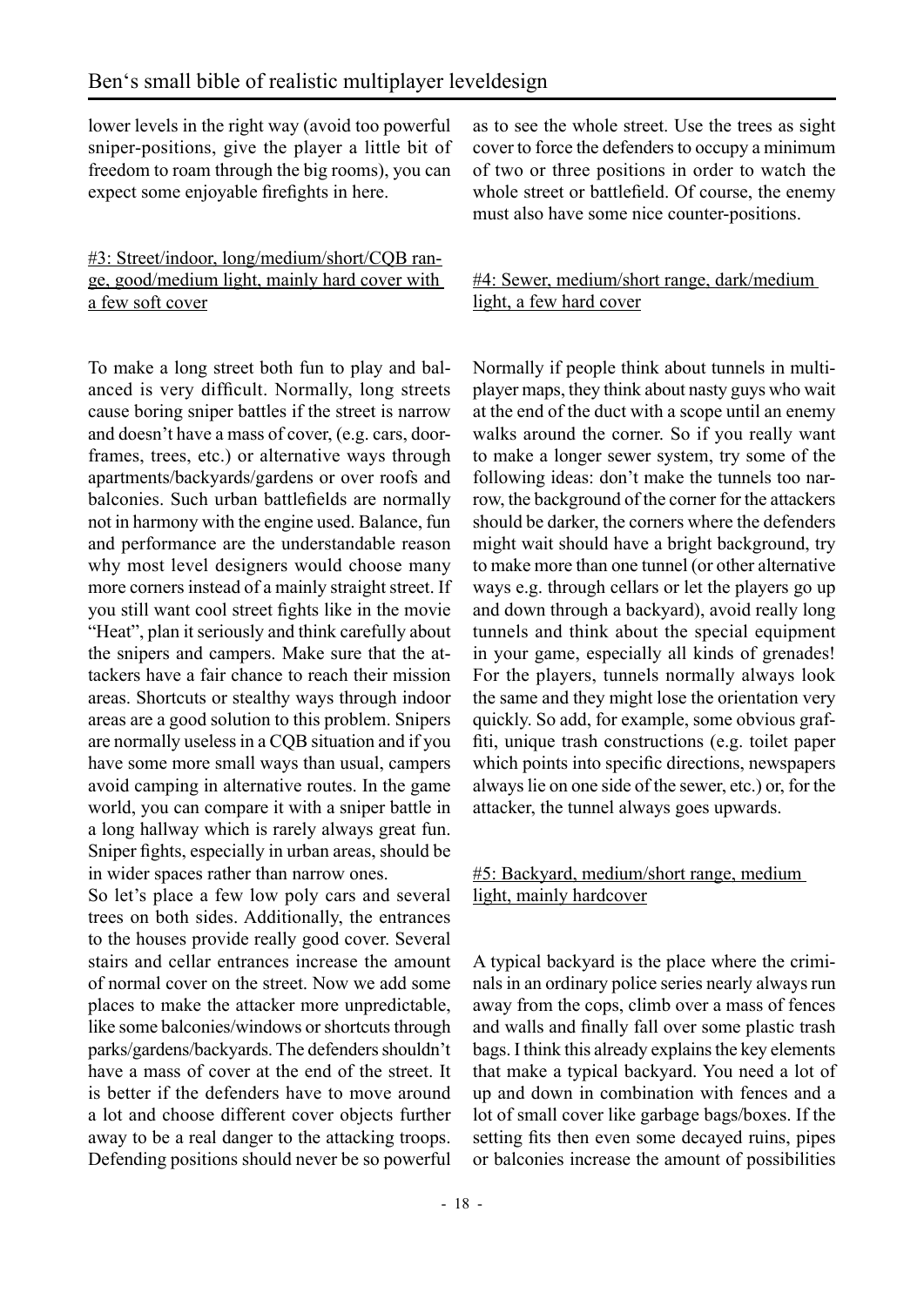lower levels in the right way (avoid too powerful sniper-positions, give the player a little bit of freedom to roam through the big rooms), you can expect some enjoyable firefights in here.

#3: Street/indoor, long/medium/short/CQB range, good/medium light, mainly hard cover with a few soft cover

To make a long street both fun to play and balanced is very difficult. Normally, long streets cause boring sniper battles if the street is narrow and doesn't have a mass of cover, (e.g. cars, doorframes, trees, etc.) or alternative ways through apartments/backyards/gardens or over roofs and balconies. Such urban battlefields are normally not in harmony with the engine used. Balance, fun and performance are the understandable reason why most level designers would choose many more corners instead of a mainly straight street. If you still want cool street fights like in the movie "Heat", plan it seriously and think carefully about the snipers and campers. Make sure that the attackers have a fair chance to reach their mission areas. Shortcuts or stealthy ways through indoor areas are a good solution to this problem. Snipers are normally useless in a CQB situation and if you have some more small ways than usual, campers avoid camping in alternative routes. In the game world, you can compare it with a sniper battle in a long hallway which is rarely always great fun. Sniper fights, especially in urban areas, should be in wider spaces rather than narrow ones.

So let's place a few low poly cars and several trees on both sides. Additionally, the entrances to the houses provide really good cover. Several stairs and cellar entrances increase the amount of normal cover on the street. Now we add some places to make the attacker more unpredictable, like some balconies/windows or shortcuts through parks/gardens/backyards. The defenders shouldn't have a mass of cover at the end of the street. It is better if the defenders have to move around a lot and choose different cover objects further away to be a real danger to the attacking troops. Defending positions should never be so powerful as to see the whole street. Use the trees as sight cover to force the defenders to occupy a minimum of two or three positions in order to watch the whole street or battlefield. Of course, the enemy must also have some nice counter-positions.

#4: Sewer, medium/short range, dark/medium light, a few hard cover

Normally if people think about tunnels in multiplayer maps, they think about nasty guys who wait at the end of the duct with a scope until an enemy walks around the corner. So if you really want to make a longer sewer system, try some of the following ideas: don't make the tunnels too narrow, the background of the corner for the attackers should be darker, the corners where the defenders might wait should have a bright background, try to make more than one tunnel (or other alternative ways e.g. through cellars or let the players go up and down through a backyard), avoid really long tunnels and think about the special equipment in your game, especially all kinds of grenades! For the players, tunnels normally always look the same and they might lose the orientation very quickly. So add, for example, some obvious graffiti, unique trash constructions (e.g. toilet paper which points into specific directions, newspapers always lie on one side of the sewer, etc.) or, for the attacker, the tunnel always goes upwards.

#5: Backyard, medium/short range, medium light, mainly hardcover

A typical backyard is the place where the criminals in an ordinary police series nearly always run away from the cops, climb over a mass of fences and walls and finally fall over some plastic trash bags. I think this already explains the key elements that make a typical backyard. You need a lot of up and down in combination with fences and a lot of small cover like garbage bags/boxes. If the setting fits then even some decayed ruins, pipes or balconies increase the amount of possibilities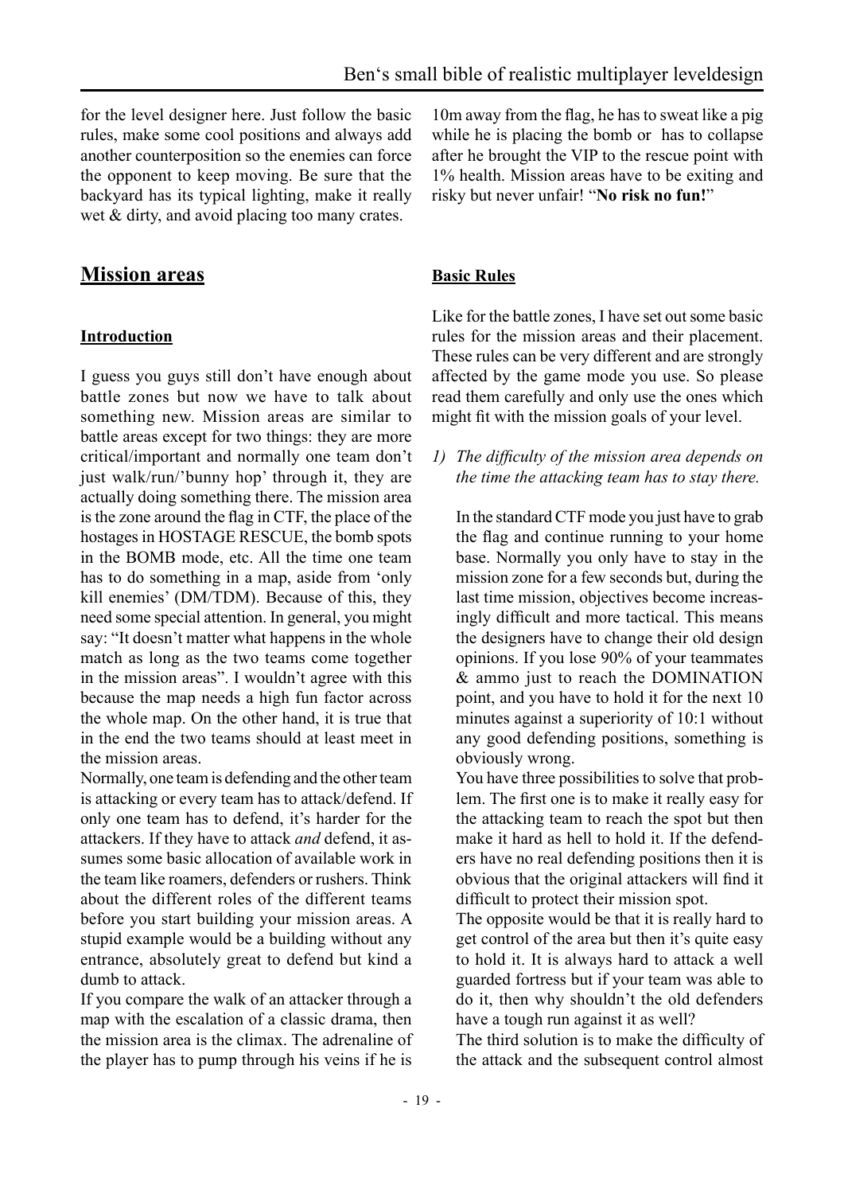for the level designer here. Just follow the basic rules, make some cool positions and always add another counterposition so the enemies can force the opponent to keep moving. Be sure that the backyard has its typical lighting, make it really wet & dirty, and avoid placing too many crates.

## Mission areas

### Introduction

I guess you guys still don't have enough about battle zones but now we have to talk about something new. Mission areas are similar to battle areas except for two things: they are more critical/important and normally one team don't just walk/run/'bunny hop' through it, they are actually doing something there. The mission area is the zone around the flag in CTF, the place of the hostages in HOSTAGE RESCUE, the bomb spots in the BOMB mode, etc. All the time one team has to do something in a map, aside from 'only kill enemies' (DM/TDM). Because of this, they need some special attention. In general, you might say: "It doesn't matter what happens in the whole match as long as the two teams come together in the mission areas". I wouldn't agree with this because the map needs a high fun factor across the whole map. On the other hand, it is true that in the end the two teams should at least meet in the mission areas.

Normally, one team is defending and the other team is attacking or every team has to attack/defend. If only one team has to defend, it's harder for the attackers. If they have to attack *and* defend, it assumes some basic allocation of available work in the team like roamers, defenders or rushers. Think about the different roles of the different teams before you start building your mission areas. A stupid example would be a building without any entrance, absolutely great to defend but kind a dumb to attack.

If you compare the walk of an attacker through a map with the escalation of a classic drama, then the mission area is the climax. The adrenaline of the player has to pump through his veins if he is 10m away from the flag, he has to sweat like a pig while he is placing the bomb or has to collapse after he brought the VIP to the rescue point with 1% health. Mission areas have to be exiting and risky but never unfair! "**No risk no fun!**"

### Basic Rules

Like for the battle zones, I have set out some basic rules for the mission areas and their placement. These rules can be very different and are strongly affected by the game mode you use. So please read them carefully and only use the ones which might fit with the mission goals of your level.

1) *The difficulty of the mission area depends on the time the attacking team has to stay there.*

   In the standard CTF mode you just have to grab the flag and continue running to your home base. Normally you only have to stay in the mission zone for a few seconds but, during the last time mission, objectives become increasingly difficult and more tactical. This means the designers have to change their old design opinions. If you lose 90% of your teammates & ammo just to reach the DOMINATION point, and you have to hold it for the next 10 minutes against a superiority of 10:1 without any good defending positions, something is obviously wrong.

   You have three possibilities to solve that problem. The first one is to make it really easy for the attacking team to reach the spot but then make it hard as hell to hold it. If the defenders have no real defending positions then it is obvious that the original attackers will find it difficult to protect their mission spot.

   The opposite would be that it is really hard to get control of the area but then it's quite easy to hold it. It is always hard to attack a well guarded fortress but if your team was able to do it, then why shouldn't the old defenders have a tough run against it as well?

   The third solution is to make the difficulty of the attack and the subsequent control almost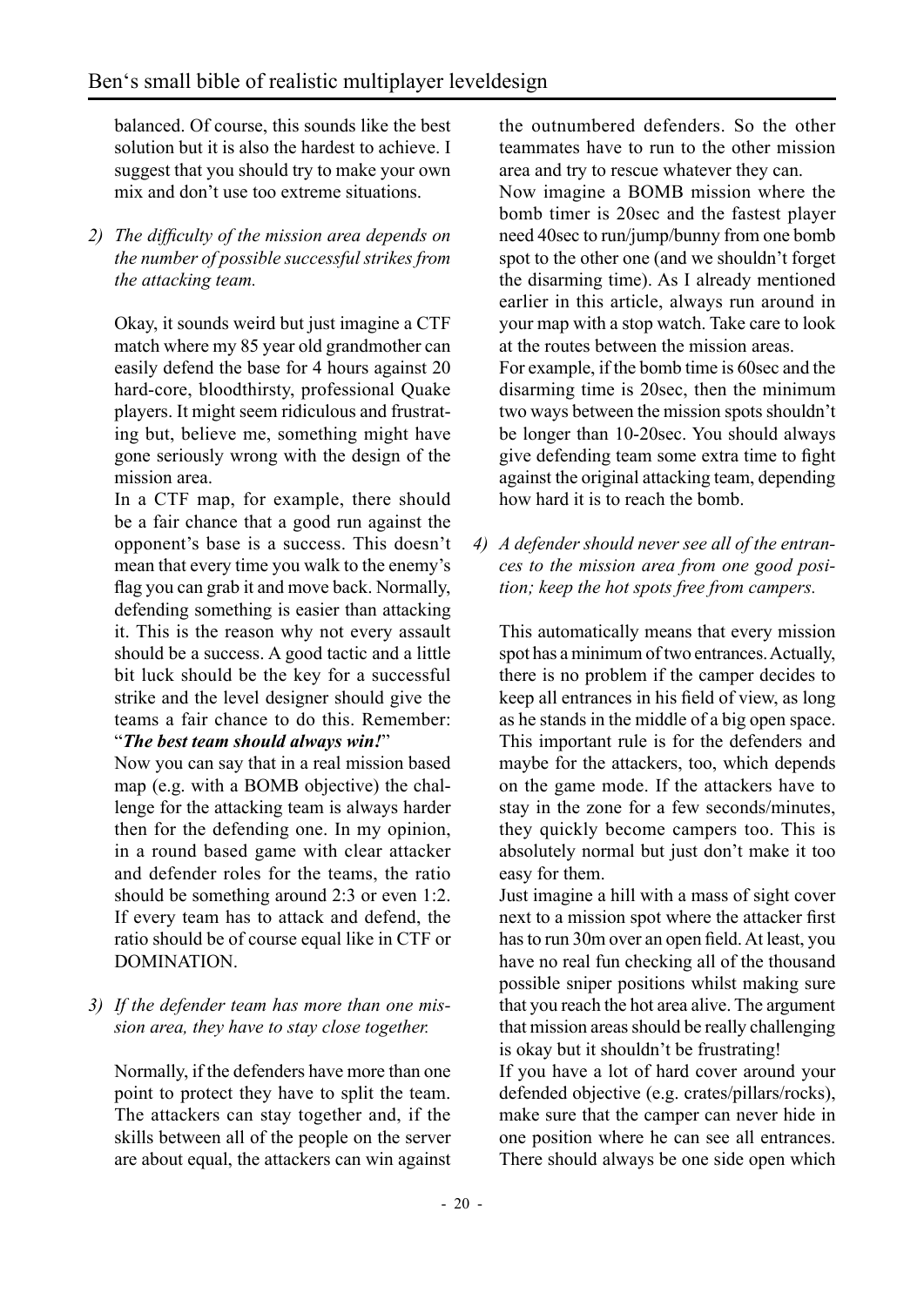balanced. Of course, this sounds like the best solution but it is also the hardest to achieve. I suggest that you should try to make your own mix and don't use too extreme situations.

2) *The difficulty of the mission area depends on the number of possible successful strikes from the attacking team.*

   Okay, it sounds weird but just imagine a CTF match where my 85 year old grandmother can easily defend the base for 4 hours against 20 hard-core, bloodthirsty, professional Quake players. It might seem ridiculous and frustrating but, believe me, something might have gone seriously wrong with the design of the mission area.

   In a CTF map, for example, there should be a fair chance that a good run against the opponent's base is a success. This doesn't mean that every time you walk to the enemy's flag you can grab it and move back. Normally, defending something is easier than attacking it. This is the reason why not every assault should be a success. A good tactic and a little bit luck should be the key for a successful strike and the level designer should give the teams a fair chance to do this. Remember: "***The best team should always win!***"

   Now you can say that in a real mission based map (e.g. with a BOMB objective) the challenge for the attacking team is always harder then for the defending one. In my opinion, in a round based game with clear attacker and defender roles for the teams, the ratio should be something around 2:3 or even 1:2. If every team has to attack and defend, the ratio should be of course equal like in CTF or DOMINATION.

3) *If the defender team has more than one mission area, they have to stay close together.*

   Normally, if the defenders have more than one point to protect they have to split the team. The attackers can stay together and, if the skills between all of the people on the server are about equal, the attackers can win against the outnumbered defenders. So the other teammates have to run to the other mission area and try to rescue whatever they can.

   Now imagine a BOMB mission where the bomb timer is 20sec and the fastest player need 40sec to run/jump/bunny from one bomb spot to the other one (and we shouldn't forget the disarming time). As I already mentioned earlier in this article, always run around in your map with a stop watch. Take care to look at the routes between the mission areas.

   For example, if the bomb time is 60sec and the disarming time is 20sec, then the minimum two ways between the mission spots shouldn't be longer than 10-20sec. You should always give defending team some extra time to fight against the original attacking team, depending how hard it is to reach the bomb.

4) *A defender should never see all of the entrances to the mission area from one good position; keep the hot spots free from campers.*

   This automatically means that every mission spot has a minimum of two entrances. Actually, there is no problem if the camper decides to keep all entrances in his field of view, as long as he stands in the middle of a big open space. This important rule is for the defenders and maybe for the attackers, too, which depends on the game mode. If the attackers have to stay in the zone for a few seconds/minutes, they quickly become campers too. This is absolutely normal but just don't make it too easy for them.

   Just imagine a hill with a mass of sight cover next to a mission spot where the attacker first has to run 30m over an open field. At least, you have no real fun checking all of the thousand possible sniper positions whilst making sure that you reach the hot area alive. The argument that mission areas should be really challenging is okay but it shouldn't be frustrating!

   If you have a lot of hard cover around your defended objective (e.g. crates/pillars/rocks), make sure that the camper can never hide in one position where he can see all entrances. There should always be one side open which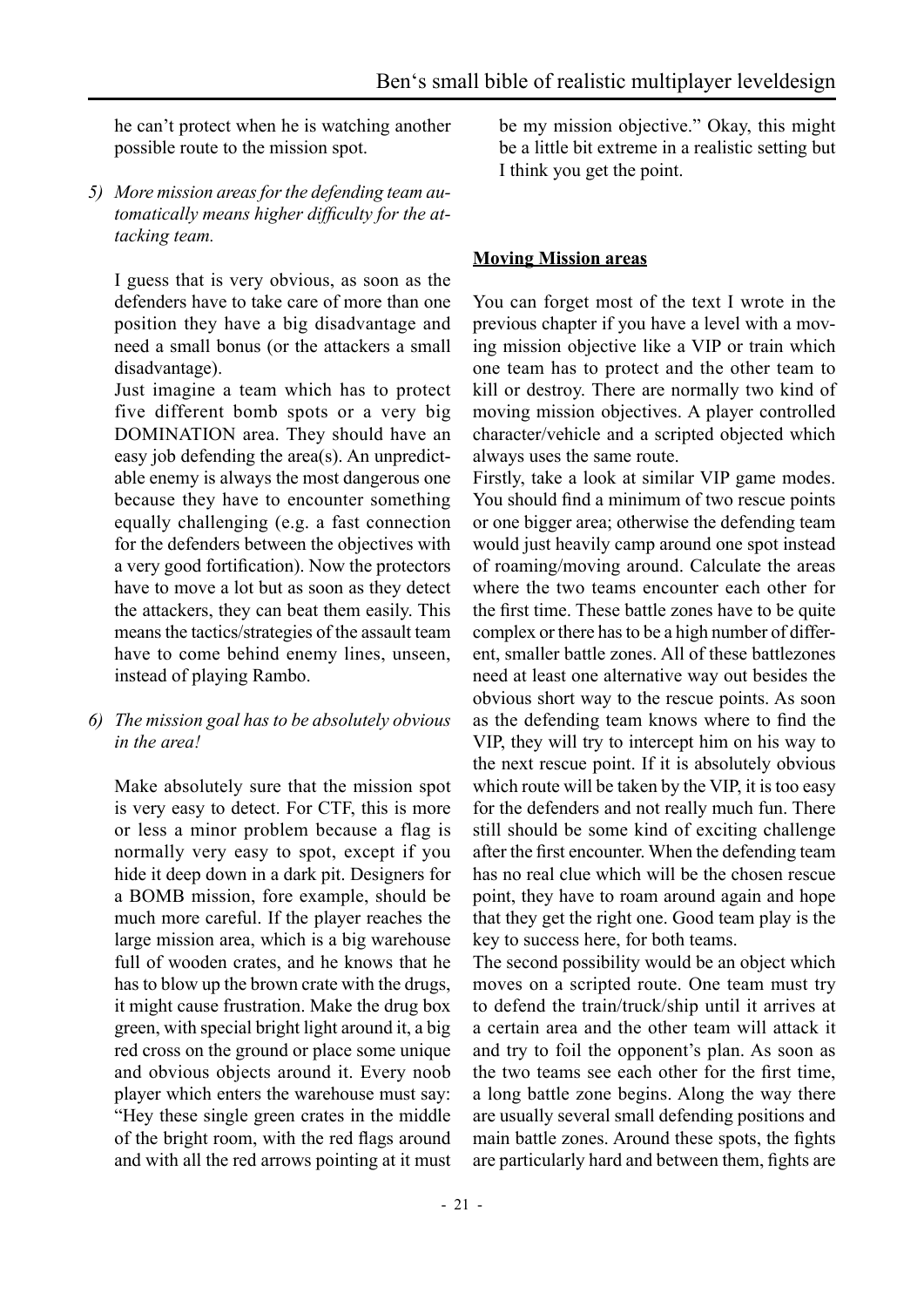he can't protect when he is watching another possible route to the mission spot.

5) *More mission areas for the defending team automatically means higher difficulty for the attacking team.*

   I guess that is very obvious, as soon as the defenders have to take care of more than one position they have a big disadvantage and need a small bonus (or the attackers a small disadvantage).
   Just imagine a team which has to protect five different bomb spots or a very big DOMINATION area. They should have an easy job defending the area(s). An unpredictable enemy is always the most dangerous one because they have to encounter something equally challenging (e.g. a fast connection for the defenders between the objectives with a very good fortification). Now the protectors have to move a lot but as soon as they detect the attackers, they can beat them easily. This means the tactics/strategies of the assault team have to come behind enemy lines, unseen, instead of playing Rambo.

6) *The mission goal has to be absolutely obvious in the area!*

   Make absolutely sure that the mission spot is very easy to detect. For CTF, this is more or less a minor problem because a flag is normally very easy to spot, except if you hide it deep down in a dark pit. Designers for a BOMB mission, fore example, should be much more careful. If the player reaches the large mission area, which is a big warehouse full of wooden crates, and he knows that he has to blow up the brown crate with the drugs, it might cause frustration. Make the drug box green, with special bright light around it, a big red cross on the ground or place some unique and obvious objects around it. Every noob player which enters the warehouse must say: "Hey these single green crates in the middle of the bright room, with the red flags around and with all the red arrows pointing at it must be my mission objective." Okay, this might be a little bit extreme in a realistic setting but I think you get the point.

**Moving Mission areas**

You can forget most of the text I wrote in the previous chapter if you have a level with a moving mission objective like a VIP or train which one team has to protect and the other team to kill or destroy. There are normally two kind of moving mission objectives. A player controlled character/vehicle and a scripted objected which always uses the same route.
Firstly, take a look at similar VIP game modes. You should find a minimum of two rescue points or one bigger area; otherwise the defending team would just heavily camp around one spot instead of roaming/moving around. Calculate the areas where the two teams encounter each other for the first time. These battle zones have to be quite complex or there has to be a high number of different, smaller battle zones. All of these battlezones need at least one alternative way out besides the obvious short way to the rescue points. As soon as the defending team knows where to find the VIP, they will try to intercept him on his way to the next rescue point. If it is absolutely obvious which route will be taken by the VIP, it is too easy for the defenders and not really much fun. There still should be some kind of exciting challenge after the first encounter. When the defending team has no real clue which will be the chosen rescue point, they have to roam around again and hope that they get the right one. Good team play is the key to success here, for both teams.
The second possibility would be an object which moves on a scripted route. One team must try to defend the train/truck/ship until it arrives at a certain area and the other team will attack it and try to foil the opponent's plan. As soon as the two teams see each other for the first time, a long battle zone begins. Along the way there are usually several small defending positions and main battle zones. Around these spots, the fights are particularly hard and between them, fights are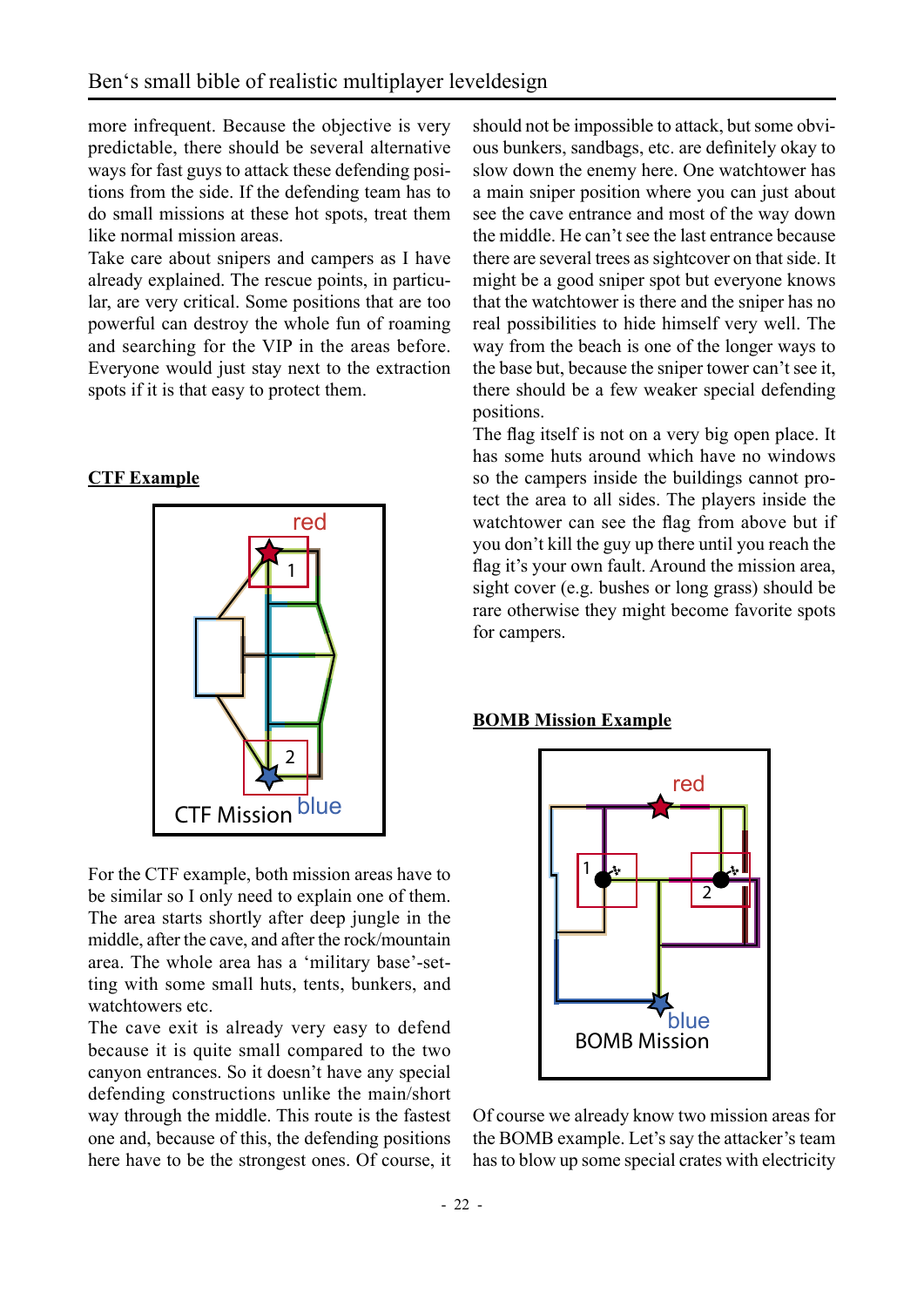more infrequent. Because the objective is very predictable, there should be several alternative ways for fast guys to attack these defending positions from the side. If the defending team has to do small missions at these hot spots, treat them like normal mission areas.

Take care about snipers and campers as I have already explained. The rescue points, in particular, are very critical. Some positions that are too powerful can destroy the whole fun of roaming and searching for the VIP in the areas before. Everyone would just stay next to the extraction spots if it is that easy to protect them.

**CTF Example**

For the CTF example, both mission areas have to be similar so I only need to explain one of them. The area starts shortly after deep jungle in the middle, after the cave, and after the rock/mountain area. The whole area has a 'military base'-setting with some small huts, tents, bunkers, and watchtowers etc.

The cave exit is already very easy to defend because it is quite small compared to the two canyon entrances. So it doesn't have any special defending constructions unlike the main/short way through the middle. This route is the fastest one and, because of this, the defending positions here have to be the strongest ones. Of course, it should not be impossible to attack, but some obvious bunkers, sandbags, etc. are definitely okay to slow down the enemy here. One watchtower has a main sniper position where you can just about see the cave entrance and most of the way down the middle. He can't see the last entrance because there are several trees as sightcover on that side. It might be a good sniper spot but everyone knows that the watchtower is there and the sniper has no real possibilities to hide himself very well. The way from the beach is one of the longer ways to the base but, because the sniper tower can't see it, there should be a few weaker special defending positions.

The flag itself is not on a very big open place. It has some huts around which have no windows so the campers inside the buildings cannot protect the area to all sides. The players inside the watchtower can see the flag from above but if you don't kill the guy up there until you reach the flag it's your own fault. Around the mission area, sight cover (e.g. bushes or long grass) should be rare otherwise they might become favorite spots for campers.

**BOMB Mission Example**

Of course we already know two mission areas for the BOMB example. Let's say the attacker's team has to blow up some special crates with electricity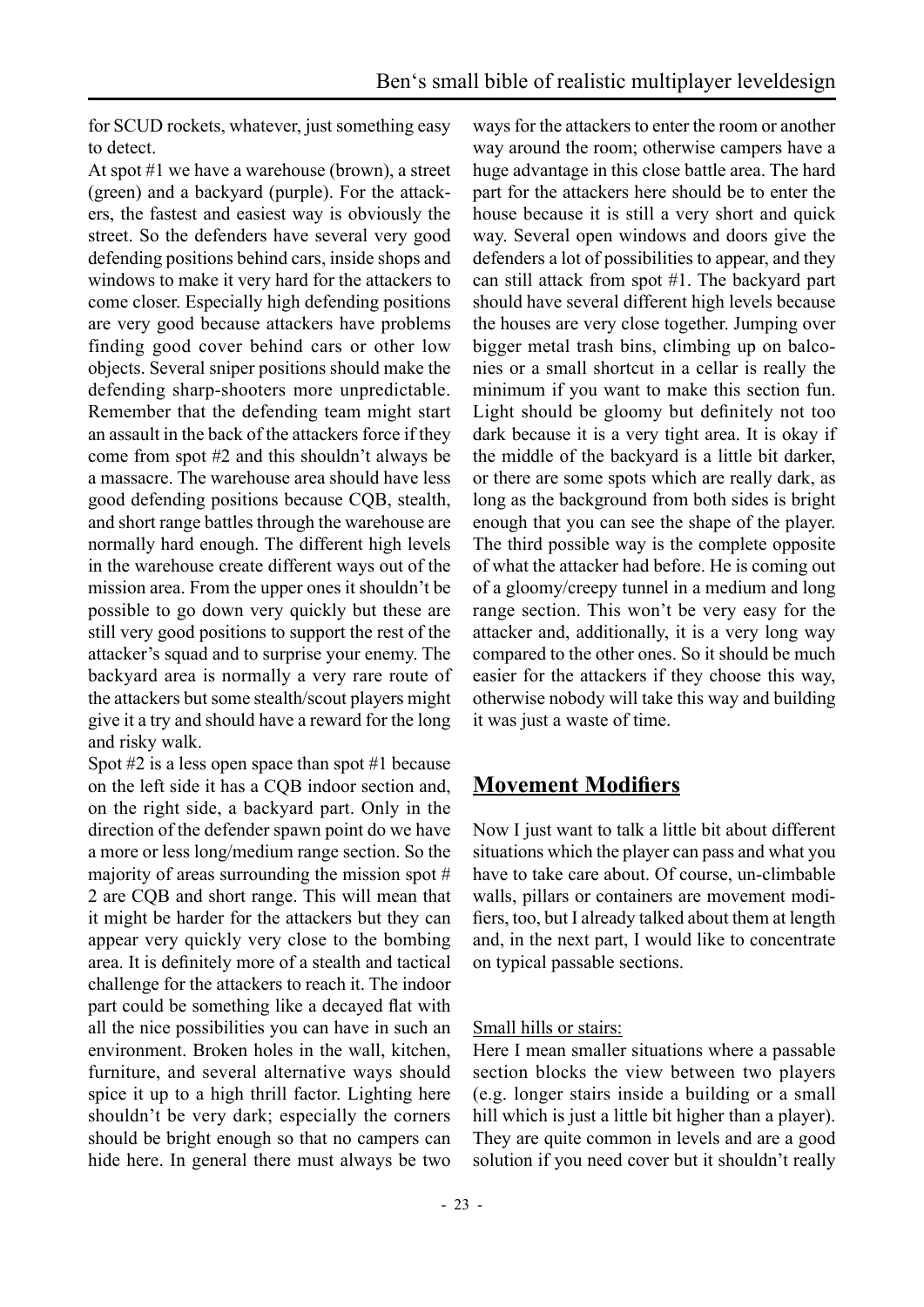for SCUD rockets, whatever, just something easy to detect.

At spot #1 we have a warehouse (brown), a street (green) and a backyard (purple). For the attackers, the fastest and easiest way is obviously the street. So the defenders have several very good defending positions behind cars, inside shops and windows to make it very hard for the attackers to come closer. Especially high defending positions are very good because attackers have problems finding good cover behind cars or other low objects. Several sniper positions should make the defending sharp-shooters more unpredictable. Remember that the defending team might start an assault in the back of the attackers force if they come from spot #2 and this shouldn't always be a massacre. The warehouse area should have less good defending positions because CQB, stealth, and short range battles through the warehouse are normally hard enough. The different high levels in the warehouse create different ways out of the mission area. From the upper ones it shouldn't be possible to go down very quickly but these are still very good positions to support the rest of the attacker's squad and to surprise your enemy. The backyard area is normally a very rare route of the attackers but some stealth/scout players might give it a try and should have a reward for the long and risky walk.

Spot #2 is a less open space than spot #1 because on the left side it has a CQB indoor section and, on the right side, a backyard part. Only in the direction of the defender spawn point do we have a more or less long/medium range section. So the majority of areas surrounding the mission spot # 2 are CQB and short range. This will mean that it might be harder for the attackers but they can appear very quickly very close to the bombing area. It is definitely more of a stealth and tactical challenge for the attackers to reach it. The indoor part could be something like a decayed flat with all the nice possibilities you can have in such an environment. Broken holes in the wall, kitchen, furniture, and several alternative ways should spice it up to a high thrill factor. Lighting here shouldn't be very dark; especially the corners should be bright enough so that no campers can hide here. In general there must always be two ways for the attackers to enter the room or another way around the room; otherwise campers have a huge advantage in this close battle area. The hard part for the attackers here should be to enter the house because it is still a very short and quick way. Several open windows and doors give the defenders a lot of possibilities to appear, and they can still attack from spot #1. The backyard part should have several different high levels because the houses are very close together. Jumping over bigger metal trash bins, climbing up on balconies or a small shortcut in a cellar is really the minimum if you want to make this section fun. Light should be gloomy but definitely not too dark because it is a very tight area. It is okay if the middle of the backyard is a little bit darker, or there are some spots which are really dark, as long as the background from both sides is bright enough that you can see the shape of the player. The third possible way is the complete opposite of what the attacker had before. He is coming out of a gloomy/creepy tunnel in a medium and long range section. This won't be very easy for the attacker and, additionally, it is a very long way compared to the other ones. So it should be much easier for the attackers if they choose this way, otherwise nobody will take this way and building it was just a waste of time.

## Movement Modifiers

Now I just want to talk a little bit about different situations which the player can pass and what you have to take care about. Of course, un-climbable walls, pillars or containers are movement modifiers, too, but I already talked about them at length and, in the next part, I would like to concentrate on typical passable sections.

Small hills or stairs:

Here I mean smaller situations where a passable section blocks the view between two players (e.g. longer stairs inside a building or a small hill which is just a little bit higher than a player). They are quite common in levels and are a good solution if you need cover but it shouldn't really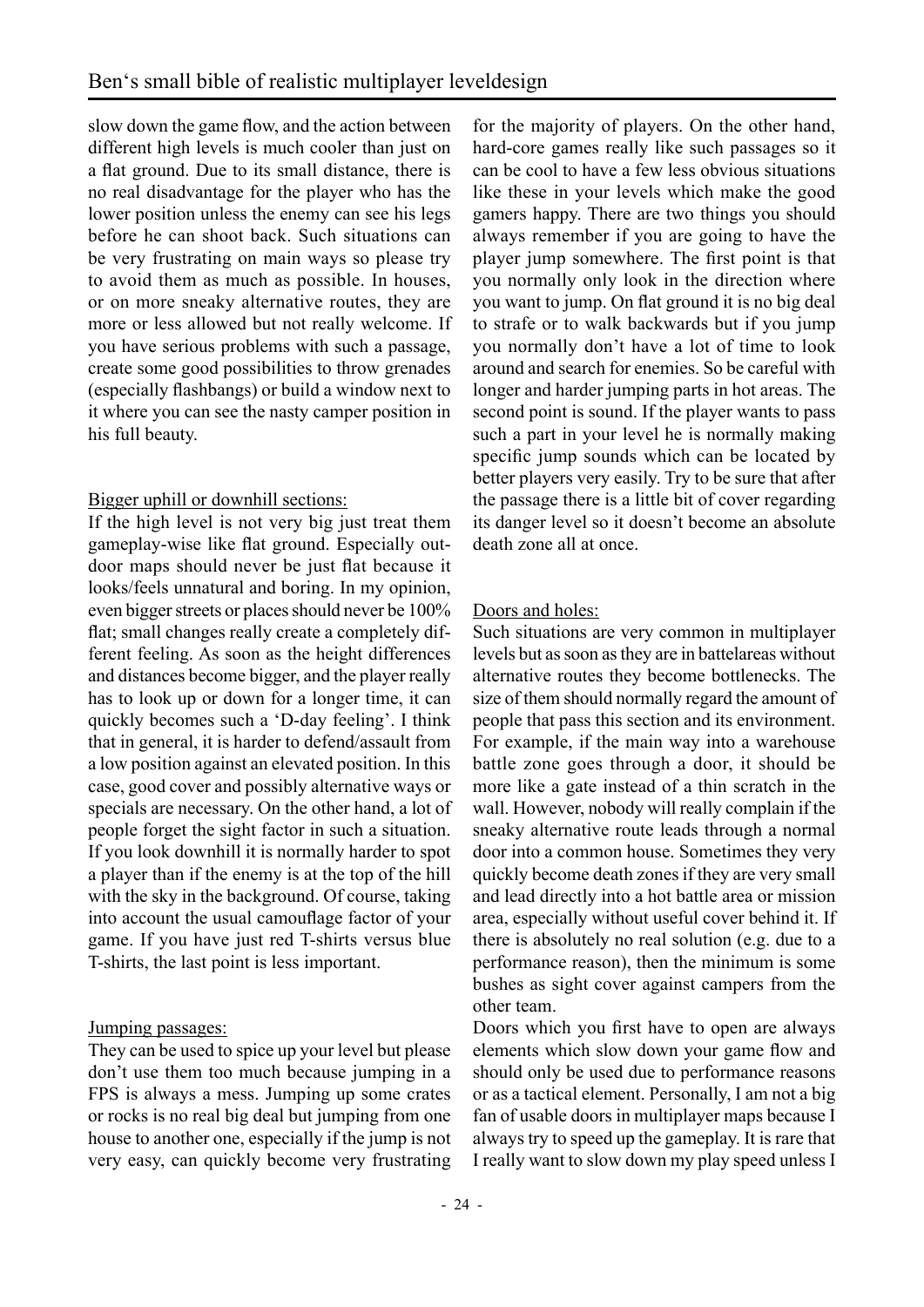slow down the game flow, and the action between different high levels is much cooler than just on a flat ground. Due to its small distance, there is no real disadvantage for the player who has the lower position unless the enemy can see his legs before he can shoot back. Such situations can be very frustrating on main ways so please try to avoid them as much as possible. In houses, or on more sneaky alternative routes, they are more or less allowed but not really welcome. If you have serious problems with such a passage, create some good possibilities to throw grenades (especially flashbangs) or build a window next to it where you can see the nasty camper position in his full beauty.

Bigger uphill or downhill sections:

If the high level is not very big just treat them gameplay-wise like flat ground. Especially outdoor maps should never be just flat because it looks/feels unnatural and boring. In my opinion, even bigger streets or places should never be 100% flat; small changes really create a completely different feeling. As soon as the height differences and distances become bigger, and the player really has to look up or down for a longer time, it can quickly becomes such a 'D-day feeling'. I think that in general, it is harder to defend/assault from a low position against an elevated position. In this case, good cover and possibly alternative ways or specials are necessary. On the other hand, a lot of people forget the sight factor in such a situation. If you look downhill it is normally harder to spot a player than if the enemy is at the top of the hill with the sky in the background. Of course, taking into account the usual camouflage factor of your game. If you have just red T-shirts versus blue T-shirts, the last point is less important.

Jumping passages:

They can be used to spice up your level but please don't use them too much because jumping in a FPS is always a mess. Jumping up some crates or rocks is no real big deal but jumping from one house to another one, especially if the jump is not very easy, can quickly become very frustrating for the majority of players. On the other hand, hard-core games really like such passages so it can be cool to have a few less obvious situations like these in your levels which make the good gamers happy. There are two things you should always remember if you are going to have the player jump somewhere. The first point is that you normally only look in the direction where you want to jump. On flat ground it is no big deal to strafe or to walk backwards but if you jump you normally don't have a lot of time to look around and search for enemies. So be careful with longer and harder jumping parts in hot areas. The second point is sound. If the player wants to pass such a part in your level he is normally making specific jump sounds which can be located by better players very easily. Try to be sure that after the passage there is a little bit of cover regarding its danger level so it doesn't become an absolute death zone all at once.

Doors and holes:

Such situations are very common in multiplayer levels but as soon as they are in battelareas without alternative routes they become bottlenecks. The size of them should normally regard the amount of people that pass this section and its environment. For example, if the main way into a warehouse battle zone goes through a door, it should be more like a gate instead of a thin scratch in the wall. However, nobody will really complain if the sneaky alternative route leads through a normal door into a common house. Sometimes they very quickly become death zones if they are very small and lead directly into a hot battle area or mission area, especially without useful cover behind it. If there is absolutely no real solution (e.g. due to a performance reason), then the minimum is some bushes as sight cover against campers from the other team.

Doors which you first have to open are always elements which slow down your game flow and should only be used due to performance reasons or as a tactical element. Personally, I am not a big fan of usable doors in multiplayer maps because I always try to speed up the gameplay. It is rare that I really want to slow down my play speed unless I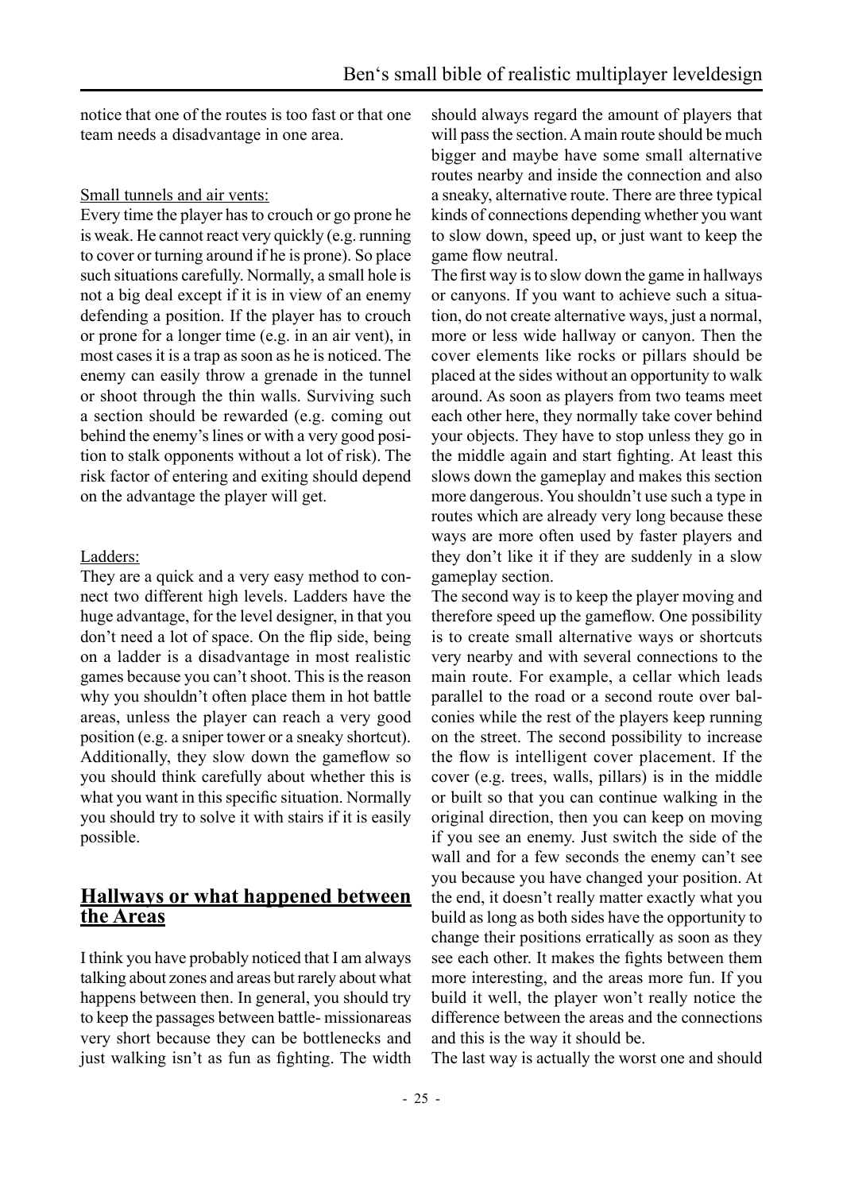notice that one of the routes is too fast or that one team needs a disadvantage in one area.

Small tunnels and air vents:

Every time the player has to crouch or go prone he is weak. He cannot react very quickly (e.g. running to cover or turning around if he is prone). So place such situations carefully. Normally, a small hole is not a big deal except if it is in view of an enemy defending a position. If the player has to crouch or prone for a longer time (e.g. in an air vent), in most cases it is a trap as soon as he is noticed. The enemy can easily throw a grenade in the tunnel or shoot through the thin walls. Surviving such a section should be rewarded (e.g. coming out behind the enemy's lines or with a very good position to stalk opponents without a lot of risk). The risk factor of entering and exiting should depend on the advantage the player will get.

Ladders:

They are a quick and a very easy method to connect two different high levels. Ladders have the huge advantage, for the level designer, in that you don't need a lot of space. On the flip side, being on a ladder is a disadvantage in most realistic games because you can't shoot. This is the reason why you shouldn't often place them in hot battle areas, unless the player can reach a very good position (e.g. a sniper tower or a sneaky shortcut). Additionally, they slow down the gameflow so you should think carefully about whether this is what you want in this specific situation. Normally you should try to solve it with stairs if it is easily possible.

## Hallways or what happened between the Areas

I think you have probably noticed that I am always talking about zones and areas but rarely about what happens between then. In general, you should try to keep the passages between battle- missionareas very short because they can be bottlenecks and just walking isn't as fun as fighting. The width should always regard the amount of players that will pass the section. A main route should be much bigger and maybe have some small alternative routes nearby and inside the connection and also a sneaky, alternative route. There are three typical kinds of connections depending whether you want to slow down, speed up, or just want to keep the game flow neutral.

The first way is to slow down the game in hallways or canyons. If you want to achieve such a situation, do not create alternative ways, just a normal, more or less wide hallway or canyon. Then the cover elements like rocks or pillars should be placed at the sides without an opportunity to walk around. As soon as players from two teams meet each other here, they normally take cover behind your objects. They have to stop unless they go in the middle again and start fighting. At least this slows down the gameplay and makes this section more dangerous. You shouldn't use such a type in routes which are already very long because these ways are more often used by faster players and they don't like it if they are suddenly in a slow gameplay section.

The second way is to keep the player moving and therefore speed up the gameflow. One possibility is to create small alternative ways or shortcuts very nearby and with several connections to the main route. For example, a cellar which leads parallel to the road or a second route over balconies while the rest of the players keep running on the street. The second possibility to increase the flow is intelligent cover placement. If the cover (e.g. trees, walls, pillars) is in the middle or built so that you can continue walking in the original direction, then you can keep on moving if you see an enemy. Just switch the side of the wall and for a few seconds the enemy can't see you because you have changed your position. At the end, it doesn't really matter exactly what you build as long as both sides have the opportunity to change their positions erratically as soon as they see each other. It makes the fights between them more interesting, and the areas more fun. If you build it well, the player won't really notice the difference between the areas and the connections and this is the way it should be.

The last way is actually the worst one and should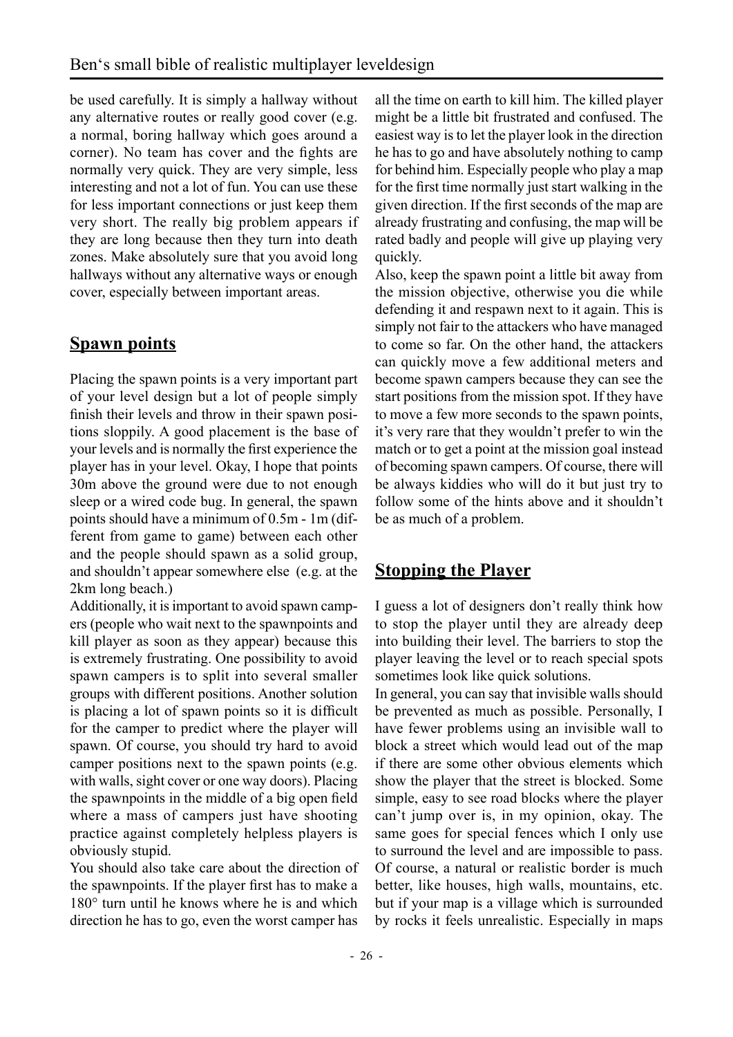be used carefully. It is simply a hallway without any alternative routes or really good cover (e.g. a normal, boring hallway which goes around a corner). No team has cover and the fights are normally very quick. They are very simple, less interesting and not a lot of fun. You can use these for less important connections or just keep them very short. The really big problem appears if they are long because then they turn into death zones. Make absolutely sure that you avoid long hallways without any alternative ways or enough cover, especially between important areas.

## Spawn points

Placing the spawn points is a very important part of your level design but a lot of people simply finish their levels and throw in their spawn positions sloppily. A good placement is the base of your levels and is normally the first experience the player has in your level. Okay, I hope that points 30m above the ground were due to not enough sleep or a wired code bug. In general, the spawn points should have a minimum of 0.5m - 1m (different from game to game) between each other and the people should spawn as a solid group, and shouldn't appear somewhere else (e.g. at the 2km long beach.)

Additionally, it is important to avoid spawn campers (people who wait next to the spawnpoints and kill player as soon as they appear) because this is extremely frustrating. One possibility to avoid spawn campers is to split into several smaller groups with different positions. Another solution is placing a lot of spawn points so it is difficult for the camper to predict where the player will spawn. Of course, you should try hard to avoid camper positions next to the spawn points (e.g. with walls, sight cover or one way doors). Placing the spawnpoints in the middle of a big open field where a mass of campers just have shooting practice against completely helpless players is obviously stupid.

You should also take care about the direction of the spawnpoints. If the player first has to make a 180° turn until he knows where he is and which direction he has to go, even the worst camper has all the time on earth to kill him. The killed player might be a little bit frustrated and confused. The easiest way is to let the player look in the direction he has to go and have absolutely nothing to camp for behind him. Especially people who play a map for the first time normally just start walking in the given direction. If the first seconds of the map are already frustrating and confusing, the map will be rated badly and people will give up playing very quickly.

Also, keep the spawn point a little bit away from the mission objective, otherwise you die while defending it and respawn next to it again. This is simply not fair to the attackers who have managed to come so far. On the other hand, the attackers can quickly move a few additional meters and become spawn campers because they can see the start positions from the mission spot. If they have to move a few more seconds to the spawn points, it's very rare that they wouldn't prefer to win the match or to get a point at the mission goal instead of becoming spawn campers. Of course, there will be always kiddies who will do it but just try to follow some of the hints above and it shouldn't be as much of a problem.

## Stopping the Player

I guess a lot of designers don't really think how to stop the player until they are already deep into building their level. The barriers to stop the player leaving the level or to reach special spots sometimes look like quick solutions.

In general, you can say that invisible walls should be prevented as much as possible. Personally, I have fewer problems using an invisible wall to block a street which would lead out of the map if there are some other obvious elements which show the player that the street is blocked. Some simple, easy to see road blocks where the player can't jump over is, in my opinion, okay. The same goes for special fences which I only use to surround the level and are impossible to pass. Of course, a natural or realistic border is much better, like houses, high walls, mountains, etc. but if your map is a village which is surrounded by rocks it feels unrealistic. Especially in maps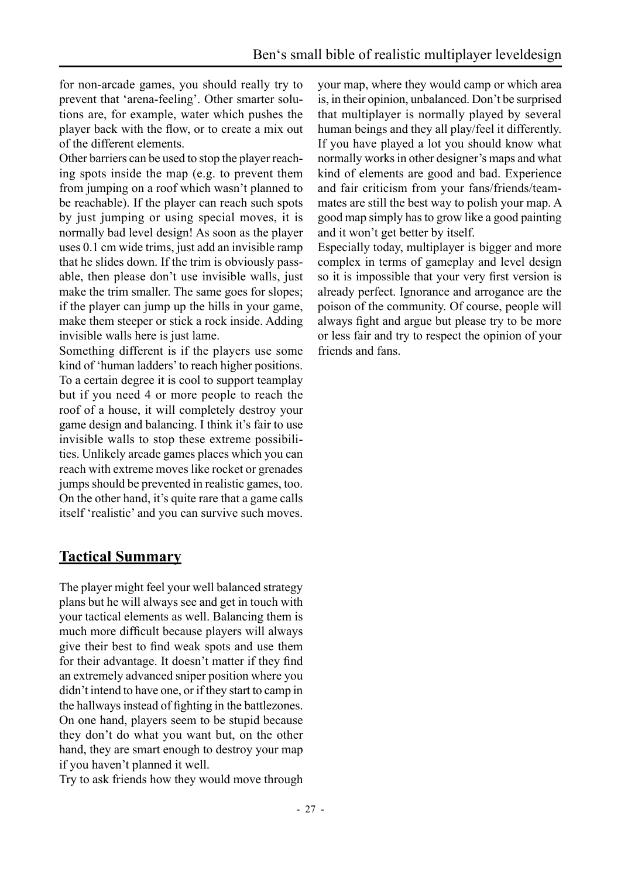for non-arcade games, you should really try to prevent that 'arena-feeling'. Other smarter solutions are, for example, water which pushes the player back with the flow, or to create a mix out of the different elements.

Other barriers can be used to stop the player reaching spots inside the map (e.g. to prevent them from jumping on a roof which wasn't planned to be reachable). If the player can reach such spots by just jumping or using special moves, it is normally bad level design! As soon as the player uses 0.1 cm wide trims, just add an invisible ramp that he slides down. If the trim is obviously passable, then please don't use invisible walls, just make the trim smaller. The same goes for slopes; if the player can jump up the hills in your game, make them steeper or stick a rock inside. Adding invisible walls here is just lame.

Something different is if the players use some kind of 'human ladders' to reach higher positions. To a certain degree it is cool to support teamplay but if you need 4 or more people to reach the roof of a house, it will completely destroy your game design and balancing. I think it's fair to use invisible walls to stop these extreme possibilities. Unlikely arcade games places which you can reach with extreme moves like rocket or grenades jumps should be prevented in realistic games, too. On the other hand, it's quite rare that a game calls itself 'realistic' and you can survive such moves.

## Tactical Summary

The player might feel your well balanced strategy plans but he will always see and get in touch with your tactical elements as well. Balancing them is much more difficult because players will always give their best to find weak spots and use them for their advantage. It doesn't matter if they find an extremely advanced sniper position where you didn't intend to have one, or if they start to camp in the hallways instead of fighting in the battlezones. On one hand, players seem to be stupid because they don't do what you want but, on the other hand, they are smart enough to destroy your map if you haven't planned it well.

Try to ask friends how they would move through your map, where they would camp or which area is, in their opinion, unbalanced. Don't be surprised that multiplayer is normally played by several human beings and they all play/feel it differently. If you have played a lot you should know what normally works in other designer's maps and what kind of elements are good and bad. Experience and fair criticism from your fans/friends/teammates are still the best way to polish your map. A good map simply has to grow like a good painting and it won't get better by itself.

Especially today, multiplayer is bigger and more complex in terms of gameplay and level design so it is impossible that your very first version is already perfect. Ignorance and arrogance are the poison of the community. Of course, people will always fight and argue but please try to be more or less fair and try to respect the opinion of your friends and fans.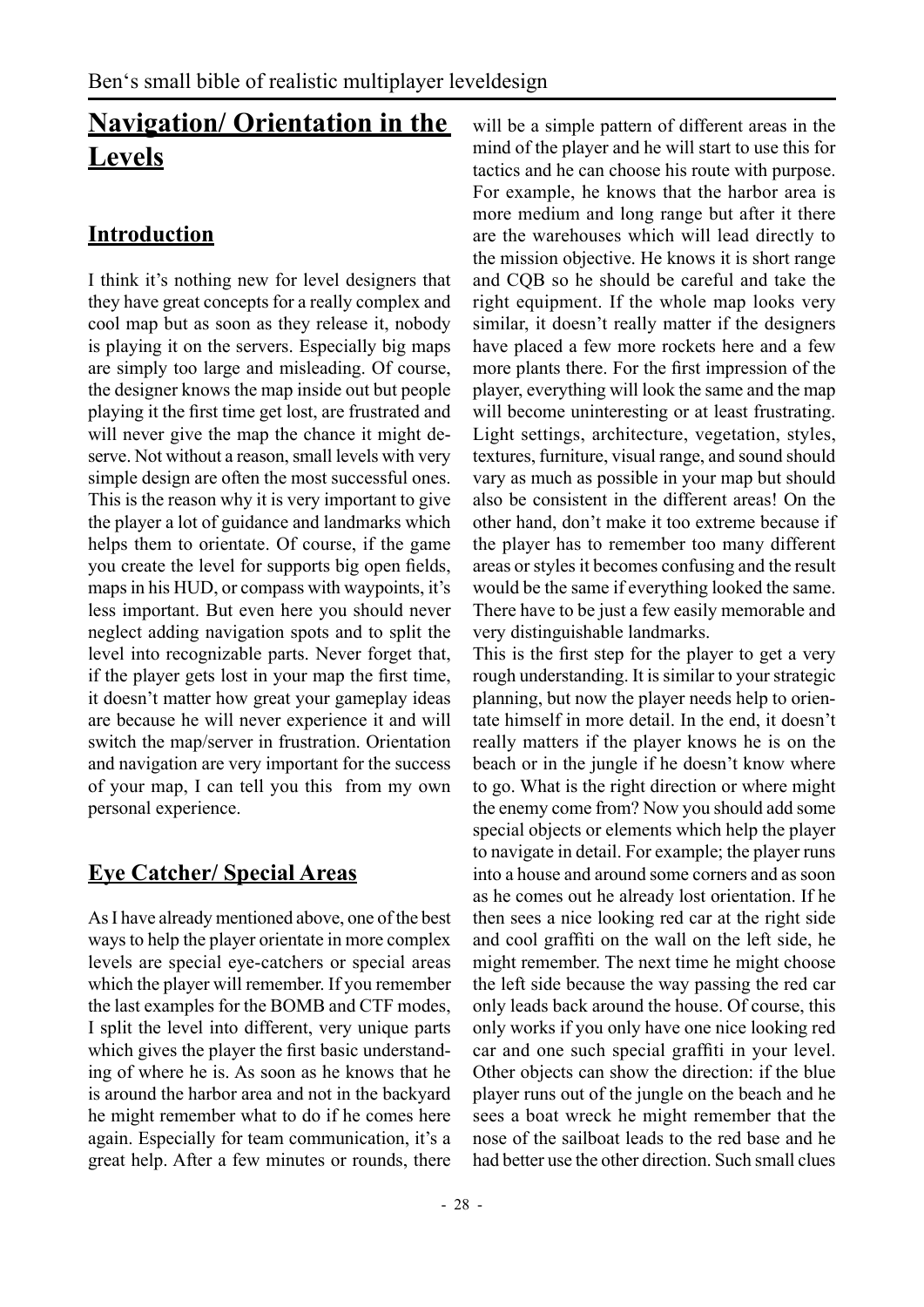# Navigation/ Orientation in the Levels

## Introduction

I think it's nothing new for level designers that they have great concepts for a really complex and cool map but as soon as they release it, nobody is playing it on the servers. Especially big maps are simply too large and misleading. Of course, the designer knows the map inside out but people playing it the first time get lost, are frustrated and will never give the map the chance it might deserve. Not without a reason, small levels with very simple design are often the most successful ones. This is the reason why it is very important to give the player a lot of guidance and landmarks which helps them to orientate. Of course, if the game you create the level for supports big open fields, maps in his HUD, or compass with waypoints, it's less important. But even here you should never neglect adding navigation spots and to split the level into recognizable parts. Never forget that, if the player gets lost in your map the first time, it doesn't matter how great your gameplay ideas are because he will never experience it and will switch the map/server in frustration. Orientation and navigation are very important for the success of your map, I can tell you this from my own personal experience.

## Eye Catcher/ Special Areas

As I have already mentioned above, one of the best ways to help the player orientate in more complex levels are special eye-catchers or special areas which the player will remember. If you remember the last examples for the BOMB and CTF modes, I split the level into different, very unique parts which gives the player the first basic understanding of where he is. As soon as he knows that he is around the harbor area and not in the backyard he might remember what to do if he comes here again. Especially for team communication, it's a great help. After a few minutes or rounds, there will be a simple pattern of different areas in the mind of the player and he will start to use this for tactics and he can choose his route with purpose. For example, he knows that the harbor area is more medium and long range but after it there are the warehouses which will lead directly to the mission objective. He knows it is short range and CQB so he should be careful and take the right equipment. If the whole map looks very similar, it doesn't really matter if the designers have placed a few more rockets here and a few more plants there. For the first impression of the player, everything will look the same and the map will become uninteresting or at least frustrating. Light settings, architecture, vegetation, styles, textures, furniture, visual range, and sound should vary as much as possible in your map but should also be consistent in the different areas! On the other hand, don't make it too extreme because if the player has to remember too many different areas or styles it becomes confusing and the result would be the same if everything looked the same. There have to be just a few easily memorable and very distinguishable landmarks.

This is the first step for the player to get a very rough understanding. It is similar to your strategic planning, but now the player needs help to orientate himself in more detail. In the end, it doesn't really matters if the player knows he is on the beach or in the jungle if he doesn't know where to go. What is the right direction or where might the enemy come from? Now you should add some special objects or elements which help the player to navigate in detail. For example; the player runs into a house and around some corners and as soon as he comes out he already lost orientation. If he then sees a nice looking red car at the right side and cool graffiti on the wall on the left side, he might remember. The next time he might choose the left side because the way passing the red car only leads back around the house. Of course, this only works if you only have one nice looking red car and one such special graffiti in your level. Other objects can show the direction: if the blue player runs out of the jungle on the beach and he sees a boat wreck he might remember that the nose of the sailboat leads to the red base and he had better use the other direction. Such small clues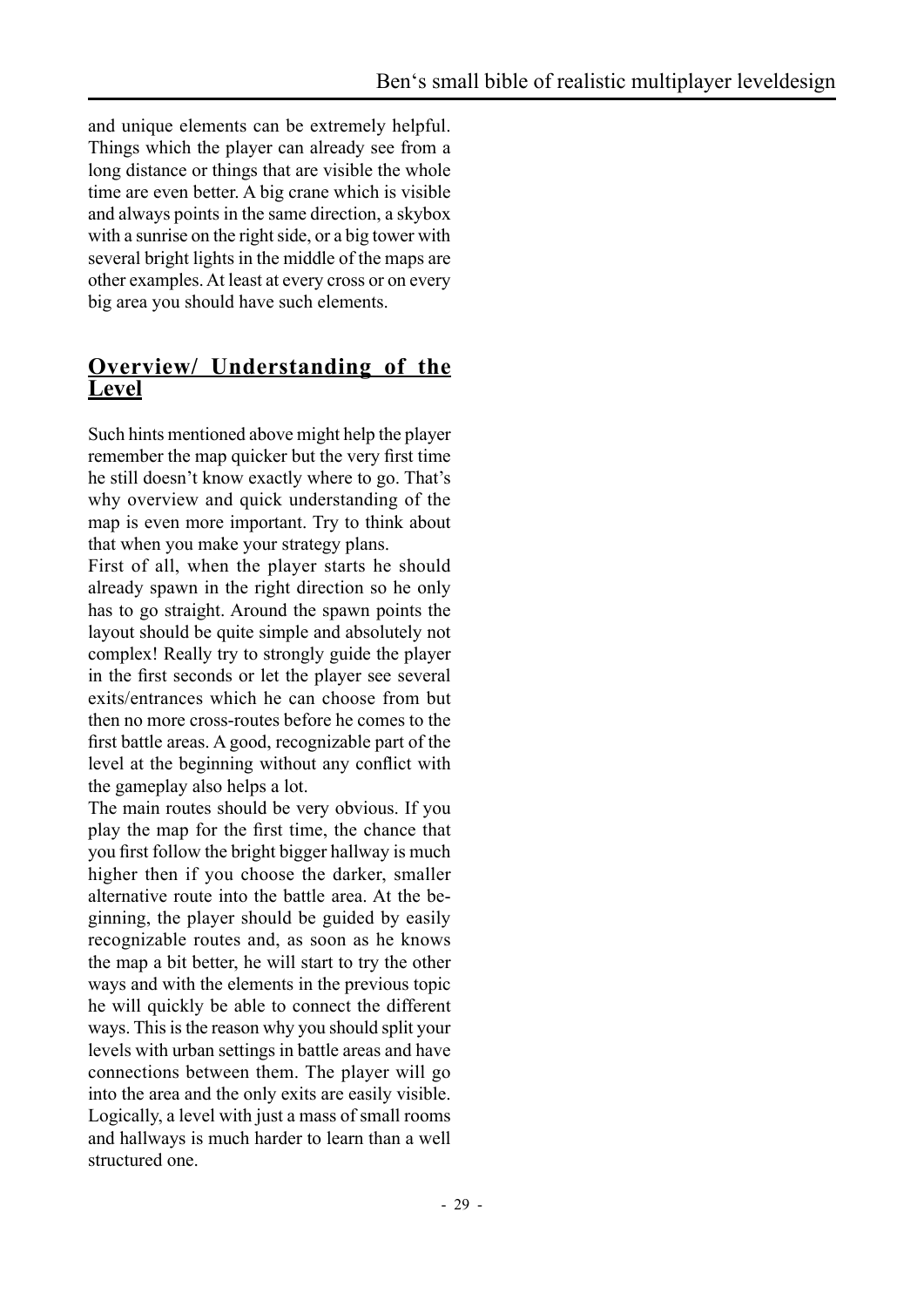and unique elements can be extremely helpful. Things which the player can already see from a long distance or things that are visible the whole time are even better. A big crane which is visible and always points in the same direction, a skybox with a sunrise on the right side, or a big tower with several bright lights in the middle of the maps are other examples. At least at every cross or on every big area you should have such elements.

## Overview/ Understanding of the Level

Such hints mentioned above might help the player remember the map quicker but the very first time he still doesn't know exactly where to go. That's why overview and quick understanding of the map is even more important. Try to think about that when you make your strategy plans.

First of all, when the player starts he should already spawn in the right direction so he only has to go straight. Around the spawn points the layout should be quite simple and absolutely not complex! Really try to strongly guide the player in the first seconds or let the player see several exits/entrances which he can choose from but then no more cross-routes before he comes to the first battle areas. A good, recognizable part of the level at the beginning without any conflict with the gameplay also helps a lot.

The main routes should be very obvious. If you play the map for the first time, the chance that you first follow the bright bigger hallway is much higher then if you choose the darker, smaller alternative route into the battle area. At the beginning, the player should be guided by easily recognizable routes and, as soon as he knows the map a bit better, he will start to try the other ways and with the elements in the previous topic he will quickly be able to connect the different ways. This is the reason why you should split your levels with urban settings in battle areas and have connections between them. The player will go into the area and the only exits are easily visible. Logically, a level with just a mass of small rooms and hallways is much harder to learn than a well structured one.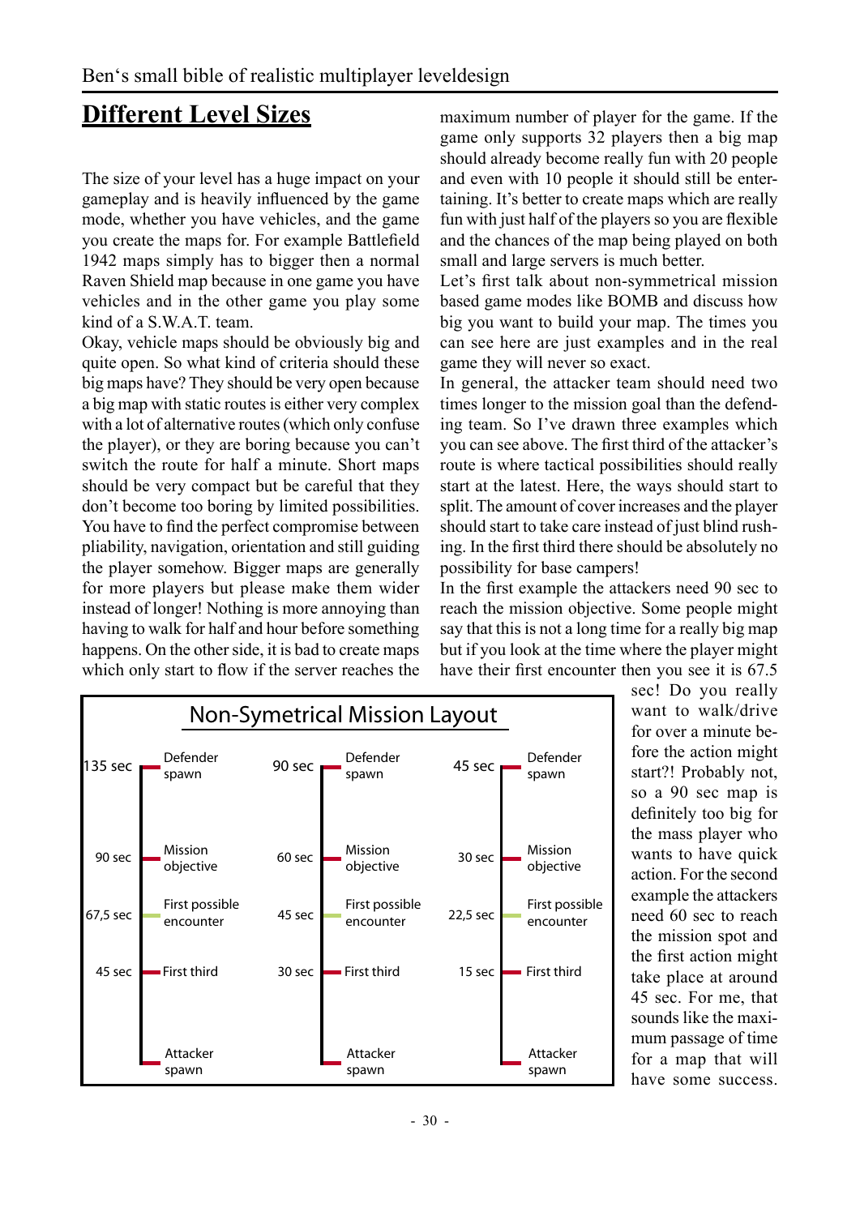## Different Level Sizes

The size of your level has a huge impact on your gameplay and is heavily influenced by the game mode, whether you have vehicles, and the game you create the maps for. For example Battlefield 1942 maps simply has to bigger then a normal Raven Shield map because in one game you have vehicles and in the other game you play some kind of a S.W.A.T. team.

Okay, vehicle maps should be obviously big and quite open. So what kind of criteria should these big maps have? They should be very open because a big map with static routes is either very complex with a lot of alternative routes (which only confuse the player), or they are boring because you can't switch the route for half a minute. Short maps should be very compact but be careful that they don't become too boring by limited possibilities. You have to find the perfect compromise between pliability, navigation, orientation and still guiding the player somehow. Bigger maps are generally for more players but please make them wider instead of longer! Nothing is more annoying than having to walk for half and hour before something happens. On the other side, it is bad to create maps which only start to flow if the server reaches the maximum number of player for the game. If the game only supports 32 players then a big map should already become really fun with 20 people and even with 10 people it should still be entertaining. It's better to create maps which are really fun with just half of the players so you are flexible and the chances of the map being played on both small and large servers is much better.

Let's first talk about non-symmetrical mission based game modes like BOMB and discuss how big you want to build your map. The times you can see here are just examples and in the real game they will never so exact.

In general, the attacker team should need two times longer to the mission goal than the defending team. So I've drawn three examples which you can see above. The first third of the attacker's route is where tactical possibilities should really start at the latest. Here, the ways should start to split. The amount of cover increases and the player should start to take care instead of just blind rushing. In the first third there should be absolutely no possibility for base campers!

In the first example the attackers need 90 sec to reach the mission objective. Some people might say that this is not a long time for a really big map but if you look at the time where the player might have their first encounter then you see it is 67.5 sec! Do you really want to walk/drive for over a minute before the action might start?! Probably not, so a 90 sec map is definitely too big for the mass player who wants to have quick action. For the second example the attackers need 60 sec to reach the mission spot and the first action might take place at around 45 sec. For me, that sounds like the maximum passage of time for a map that will have some success.

**Non-Symetrical Mission Layout**

| Example 1 | | Example 2 | | Example 3 | |
|---|---|---|---|---|---|
| 135 sec | Defender spawn | 90 sec | Defender spawn | 45 sec | Defender spawn |
| 90 sec | Mission objective | 60 sec | Mission objective | 30 sec | Mission objective |
| 67,5 sec | First possible encounter | 45 sec | First possible encounter | 22,5 sec | First possible encounter |
| 45 sec | First third | 30 sec | First third | 15 sec | First third |
| | Attacker spawn | | Attacker spawn | | Attacker spawn |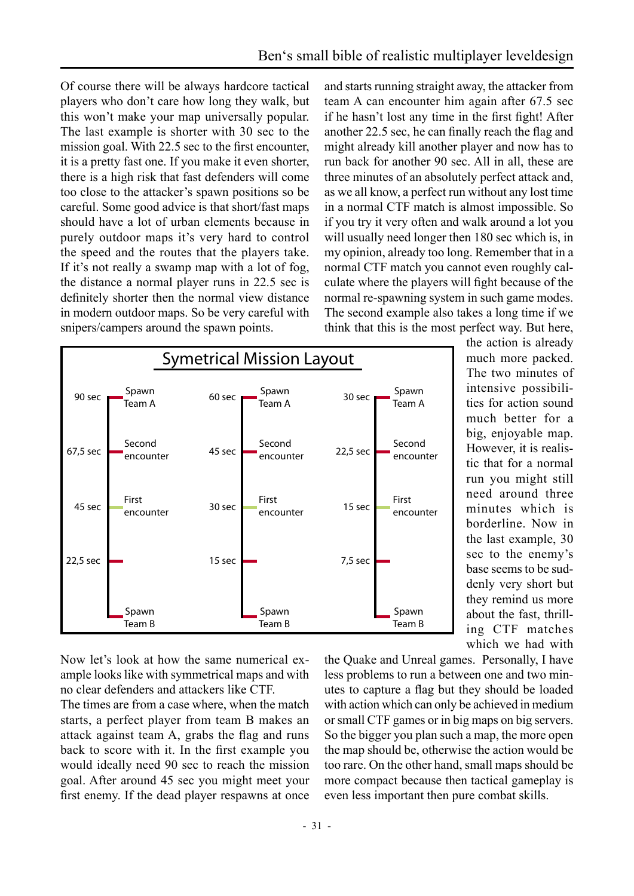Of course there will be always hardcore tactical players who don't care how long they walk, but this won't make your map universally popular. The last example is shorter with 30 sec to the mission goal. With 22.5 sec to the first encounter, it is a pretty fast one. If you make it even shorter, there is a high risk that fast defenders will come too close to the attacker's spawn positions so be careful. Some good advice is that short/fast maps should have a lot of urban elements because in purely outdoor maps it's very hard to control the speed and the routes that the players take. If it's not really a swamp map with a lot of fog, the distance a normal player runs in 22.5 sec is definitely shorter then the normal view distance in modern outdoor maps. So be very careful with snipers/campers around the spawn points.

and starts running straight away, the attacker from team A can encounter him again after 67.5 sec if he hasn't lost any time in the first fight! After another 22.5 sec, he can finally reach the flag and might already kill another player and now has to run back for another 90 sec. All in all, these are three minutes of an absolutely perfect attack and, as we all know, a perfect run without any lost time in a normal CTF match is almost impossible. So if you try it very often and walk around a lot you will usually need longer then 180 sec which is, in my opinion, already too long. Remember that in a normal CTF match you cannot even roughly calculate where the players will fight because of the normal re-spawning system in such game modes. The second example also takes a long time if we think that this is the most perfect way. But here, the action is already much more packed. The two minutes of intensive possibilities for action sound much better for a big, enjoyable map. However, it is realistic that for a normal run you might still need around three minutes which is borderline. Now in the last example, 30 sec to the enemy's base seems to be suddenly very short but they remind us more about the fast, thrilling CTF matches which we had with the Quake and Unreal games. Personally, I have less problems to run a between one and two minutes to capture a flag but they should be loaded with action which can only be achieved in medium or small CTF games or in big maps on big servers. So the bigger you plan such a map, the more open the map should be, otherwise the action would be too rare. On the other hand, small maps should be more compact because then tactical gameplay is even less important then pure combat skills.

**Symetrical Mission Layout**

| Time | Point | Time | Point | Time | Point |
|---|---|---|---|---|---|
| 90 sec | Spawn Team A | 60 sec | Spawn Team A | 30 sec | Spawn Team A |
| 67,5 sec | Second encounter | 45 sec | Second encounter | 22,5 sec | Second encounter |
| 45 sec | First encounter | 30 sec | First encounter | 15 sec | First encounter |
| 22,5 sec | | 15 sec | | 7,5 sec | |
| | Spawn Team B | | Spawn Team B | | Spawn Team B |

Now let's look at how the same numerical example looks like with symmetrical maps and with no clear defenders and attackers like CTF.

The times are from a case where, when the match starts, a perfect player from team B makes an attack against team A, grabs the flag and runs back to score with it. In the first example you would ideally need 90 sec to reach the mission goal. After around 45 sec you might meet your first enemy. If the dead player respawns at once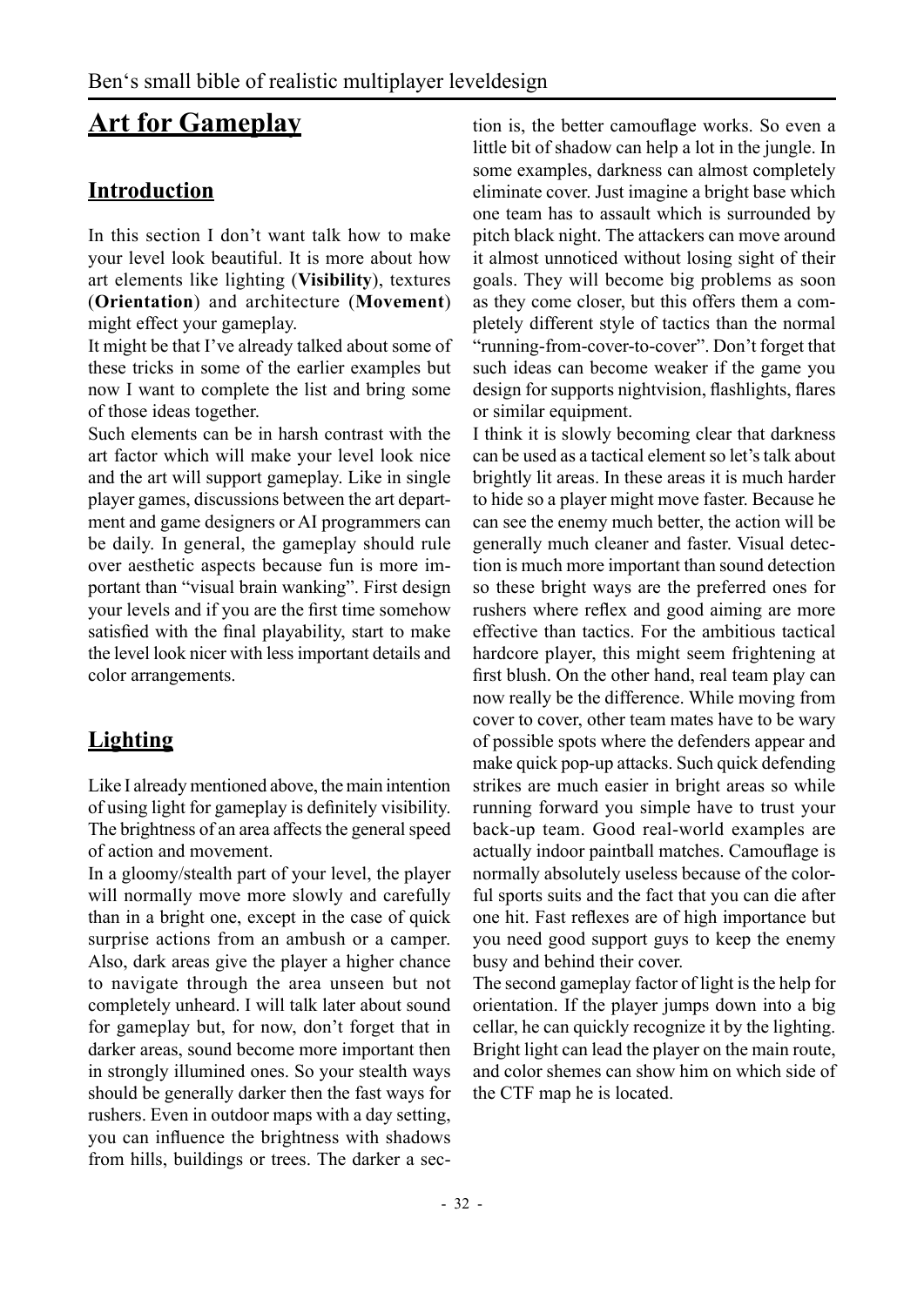# Art for Gameplay

## Introduction

In this section I don't want talk how to make your level look beautiful. It is more about how art elements like lighting (**Visibility**), textures (**Orientation**) and architecture (**Movement**) might effect your gameplay.

It might be that I've already talked about some of these tricks in some of the earlier examples but now I want to complete the list and bring some of those ideas together.

Such elements can be in harsh contrast with the art factor which will make your level look nice and the art will support gameplay. Like in single player games, discussions between the art department and game designers or AI programmers can be daily. In general, the gameplay should rule over aesthetic aspects because fun is more important than "visual brain wanking". First design your levels and if you are the first time somehow satisfied with the final playability, start to make the level look nicer with less important details and color arrangements.

## Lighting

Like I already mentioned above, the main intention of using light for gameplay is definitely visibility. The brightness of an area affects the general speed of action and movement.

In a gloomy/stealth part of your level, the player will normally move more slowly and carefully than in a bright one, except in the case of quick surprise actions from an ambush or a camper. Also, dark areas give the player a higher chance to navigate through the area unseen but not completely unheard. I will talk later about sound for gameplay but, for now, don't forget that in darker areas, sound become more important then in strongly illumined ones. So your stealth ways should be generally darker then the fast ways for rushers. Even in outdoor maps with a day setting, you can influence the brightness with shadows from hills, buildings or trees. The darker a section is, the better camouflage works. So even a little bit of shadow can help a lot in the jungle. In some examples, darkness can almost completely eliminate cover. Just imagine a bright base which one team has to assault which is surrounded by pitch black night. The attackers can move around it almost unnoticed without losing sight of their goals. They will become big problems as soon as they come closer, but this offers them a completely different style of tactics than the normal "running-from-cover-to-cover". Don't forget that such ideas can become weaker if the game you design for supports nightvision, flashlights, flares or similar equipment.

I think it is slowly becoming clear that darkness can be used as a tactical element so let's talk about brightly lit areas. In these areas it is much harder to hide so a player might move faster. Because he can see the enemy much better, the action will be generally much cleaner and faster. Visual detection is much more important than sound detection so these bright ways are the preferred ones for rushers where reflex and good aiming are more effective than tactics. For the ambitious tactical hardcore player, this might seem frightening at first blush. On the other hand, real team play can now really be the difference. While moving from cover to cover, other team mates have to be wary of possible spots where the defenders appear and make quick pop-up attacks. Such quick defending strikes are much easier in bright areas so while running forward you simple have to trust your back-up team. Good real-world examples are actually indoor paintball matches. Camouflage is normally absolutely useless because of the colorful sports suits and the fact that you can die after one hit. Fast reflexes are of high importance but you need good support guys to keep the enemy busy and behind their cover.

The second gameplay factor of light is the help for orientation. If the player jumps down into a big cellar, he can quickly recognize it by the lighting. Bright light can lead the player on the main route, and color shemes can show him on which side of the CTF map he is located.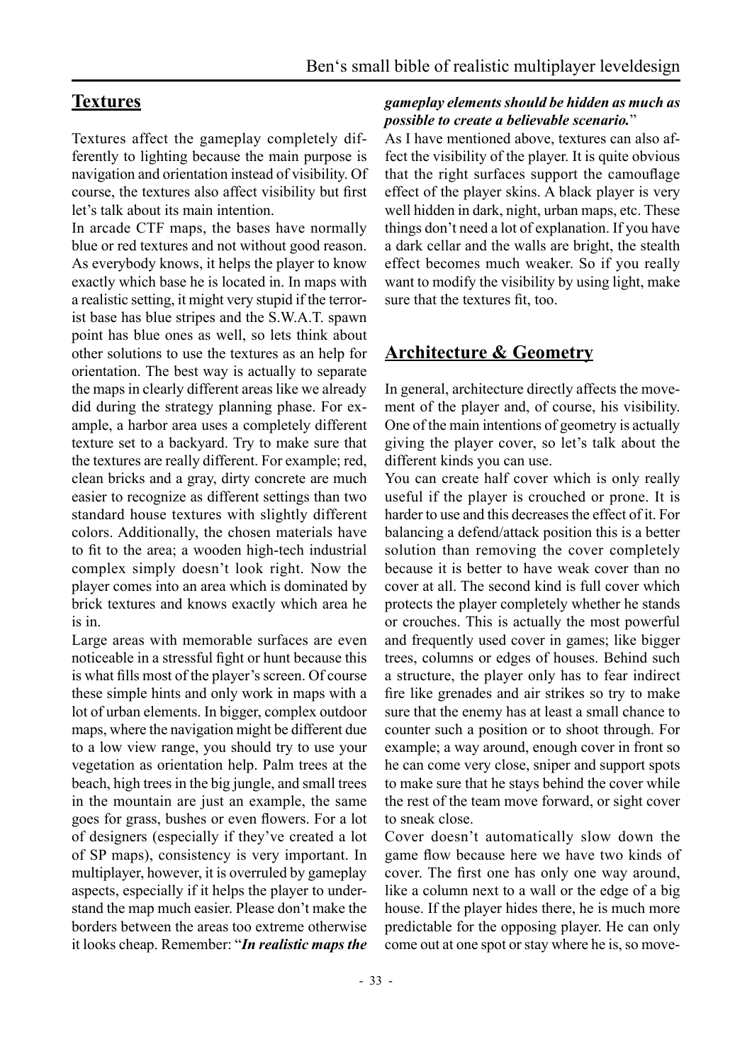## Textures

Textures affect the gameplay completely differently to lighting because the main purpose is navigation and orientation instead of visibility. Of course, the textures also affect visibility but first let's talk about its main intention.

In arcade CTF maps, the bases have normally blue or red textures and not without good reason. As everybody knows, it helps the player to know exactly which base he is located in. In maps with a realistic setting, it might very stupid if the terrorist base has blue stripes and the S.W.A.T. spawn point has blue ones as well, so lets think about other solutions to use the textures as an help for orientation. The best way is actually to separate the maps in clearly different areas like we already did during the strategy planning phase. For example, a harbor area uses a completely different texture set to a backyard. Try to make sure that the textures are really different. For example; red, clean bricks and a gray, dirty concrete are much easier to recognize as different settings than two standard house textures with slightly different colors. Additionally, the chosen materials have to fit to the area; a wooden high-tech industrial complex simply doesn't look right. Now the player comes into an area which is dominated by brick textures and knows exactly which area he is in.

Large areas with memorable surfaces are even noticeable in a stressful fight or hunt because this is what fills most of the player's screen. Of course these simple hints and only work in maps with a lot of urban elements. In bigger, complex outdoor maps, where the navigation might be different due to a low view range, you should try to use your vegetation as orientation help. Palm trees at the beach, high trees in the big jungle, and small trees in the mountain are just an example, the same goes for grass, bushes or even flowers. For a lot of designers (especially if they've created a lot of SP maps), consistency is very important. In multiplayer, however, it is overruled by gameplay aspects, especially if it helps the player to understand the map much easier. Please don't make the borders between the areas too extreme otherwise it looks cheap. Remember: "***In realistic maps the gameplay elements should be hidden as much as possible to create a believable scenario.***"

As I have mentioned above, textures can also affect the visibility of the player. It is quite obvious that the right surfaces support the camouflage effect of the player skins. A black player is very well hidden in dark, night, urban maps, etc. These things don't need a lot of explanation. If you have a dark cellar and the walls are bright, the stealth effect becomes much weaker. So if you really want to modify the visibility by using light, make sure that the textures fit, too.

## Architecture & Geometry

In general, architecture directly affects the movement of the player and, of course, his visibility. One of the main intentions of geometry is actually giving the player cover, so let's talk about the different kinds you can use.

You can create half cover which is only really useful if the player is crouched or prone. It is harder to use and this decreases the effect of it. For balancing a defend/attack position this is a better solution than removing the cover completely because it is better to have weak cover than no cover at all. The second kind is full cover which protects the player completely whether he stands or crouches. This is actually the most powerful and frequently used cover in games; like bigger trees, columns or edges of houses. Behind such a structure, the player only has to fear indirect fire like grenades and air strikes so try to make sure that the enemy has at least a small chance to counter such a position or to shoot through. For example; a way around, enough cover in front so he can come very close, sniper and support spots to make sure that he stays behind the cover while the rest of the team move forward, or sight cover to sneak close.

Cover doesn't automatically slow down the game flow because here we have two kinds of cover. The first one has only one way around, like a column next to a wall or the edge of a big house. If the player hides there, he is much more predictable for the opposing player. He can only come out at one spot or stay where he is, so move-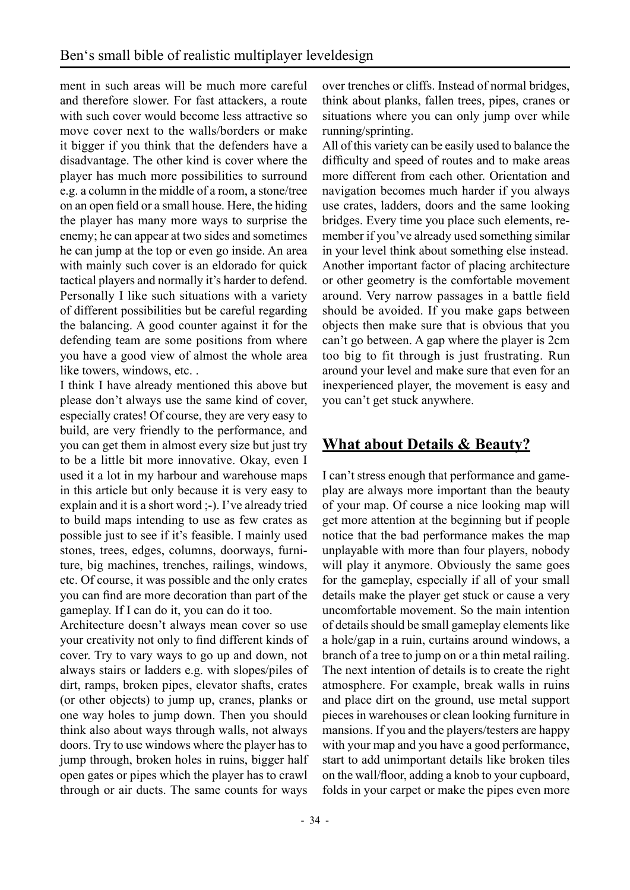ment in such areas will be much more careful and therefore slower. For fast attackers, a route with such cover would become less attractive so move cover next to the walls/borders or make it bigger if you think that the defenders have a disadvantage. The other kind is cover where the player has much more possibilities to surround e.g. a column in the middle of a room, a stone/tree on an open field or a small house. Here, the hiding the player has many more ways to surprise the enemy; he can appear at two sides and sometimes he can jump at the top or even go inside. An area with mainly such cover is an eldorado for quick tactical players and normally it's harder to defend. Personally I like such situations with a variety of different possibilities but be careful regarding the balancing. A good counter against it for the defending team are some positions from where you have a good view of almost the whole area like towers, windows, etc. .

I think I have already mentioned this above but please don't always use the same kind of cover, especially crates! Of course, they are very easy to build, are very friendly to the performance, and you can get them in almost every size but just try to be a little bit more innovative. Okay, even I used it a lot in my harbour and warehouse maps in this article but only because it is very easy to explain and it is a short word ;-). I've already tried to build maps intending to use as few crates as possible just to see if it's feasible. I mainly used stones, trees, edges, columns, doorways, furniture, big machines, trenches, railings, windows, etc. Of course, it was possible and the only crates you can find are more decoration than part of the gameplay. If I can do it, you can do it too.

Architecture doesn't always mean cover so use your creativity not only to find different kinds of cover. Try to vary ways to go up and down, not always stairs or ladders e.g. with slopes/piles of dirt, ramps, broken pipes, elevator shafts, crates (or other objects) to jump up, cranes, planks or one way holes to jump down. Then you should think also about ways through walls, not always doors. Try to use windows where the player has to jump through, broken holes in ruins, bigger half open gates or pipes which the player has to crawl through or air ducts. The same counts for ways over trenches or cliffs. Instead of normal bridges, think about planks, fallen trees, pipes, cranes or situations where you can only jump over while running/sprinting.

All of this variety can be easily used to balance the difficulty and speed of routes and to make areas more different from each other. Orientation and navigation becomes much harder if you always use crates, ladders, doors and the same looking bridges. Every time you place such elements, remember if you've already used something similar in your level think about something else instead.

Another important factor of placing architecture or other geometry is the comfortable movement around. Very narrow passages in a battle field should be avoided. If you make gaps between objects then make sure that is obvious that you can't go between. A gap where the player is 2cm too big to fit through is just frustrating. Run around your level and make sure that even for an inexperienced player, the movement is easy and you can't get stuck anywhere.

## What about Details & Beauty?

I can't stress enough that performance and gameplay are always more important than the beauty of your map. Of course a nice looking map will get more attention at the beginning but if people notice that the bad performance makes the map unplayable with more than four players, nobody will play it anymore. Obviously the same goes for the gameplay, especially if all of your small details make the player get stuck or cause a very uncomfortable movement. So the main intention of details should be small gameplay elements like a hole/gap in a ruin, curtains around windows, a branch of a tree to jump on or a thin metal railing. The next intention of details is to create the right atmosphere. For example, break walls in ruins and place dirt on the ground, use metal support pieces in warehouses or clean looking furniture in mansions. If you and the players/testers are happy with your map and you have a good performance, start to add unimportant details like broken tiles on the wall/floor, adding a knob to your cupboard, folds in your carpet or make the pipes even more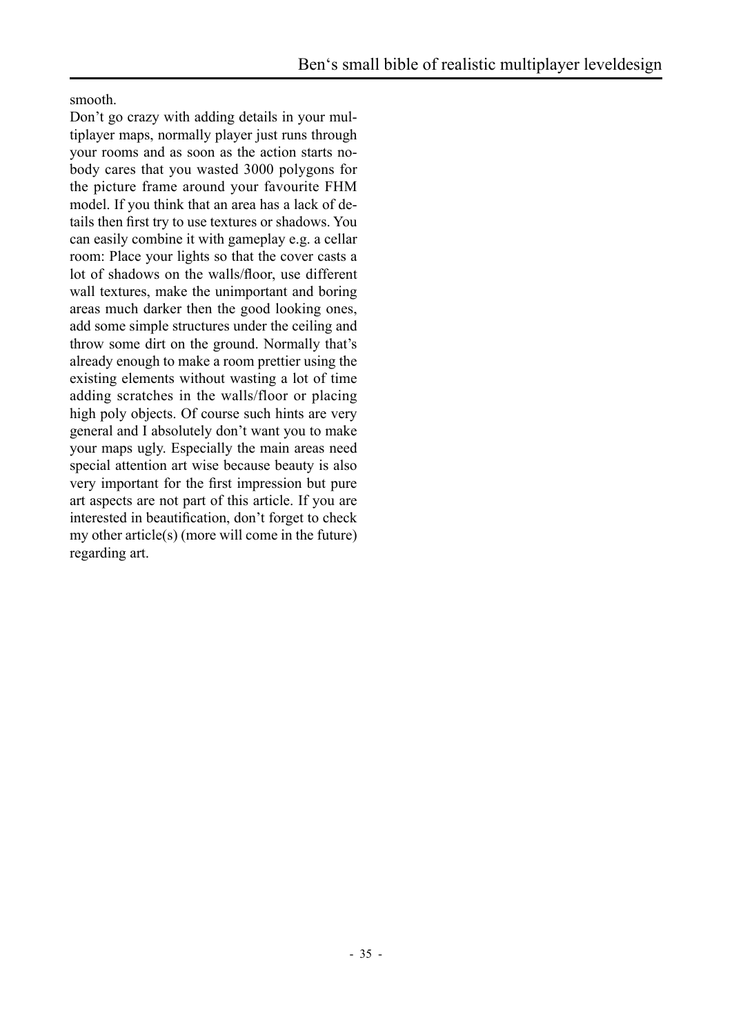smooth.

Don't go crazy with adding details in your multiplayer maps, normally player just runs through your rooms and as soon as the action starts nobody cares that you wasted 3000 polygons for the picture frame around your favourite FHM model. If you think that an area has a lack of details then first try to use textures or shadows. You can easily combine it with gameplay e.g. a cellar room: Place your lights so that the cover casts a lot of shadows on the walls/floor, use different wall textures, make the unimportant and boring areas much darker then the good looking ones, add some simple structures under the ceiling and throw some dirt on the ground. Normally that's already enough to make a room prettier using the existing elements without wasting a lot of time adding scratches in the walls/floor or placing high poly objects. Of course such hints are very general and I absolutely don't want you to make your maps ugly. Especially the main areas need special attention art wise because beauty is also very important for the first impression but pure art aspects are not part of this article. If you are interested in beautification, don't forget to check my other article(s) (more will come in the future) regarding art.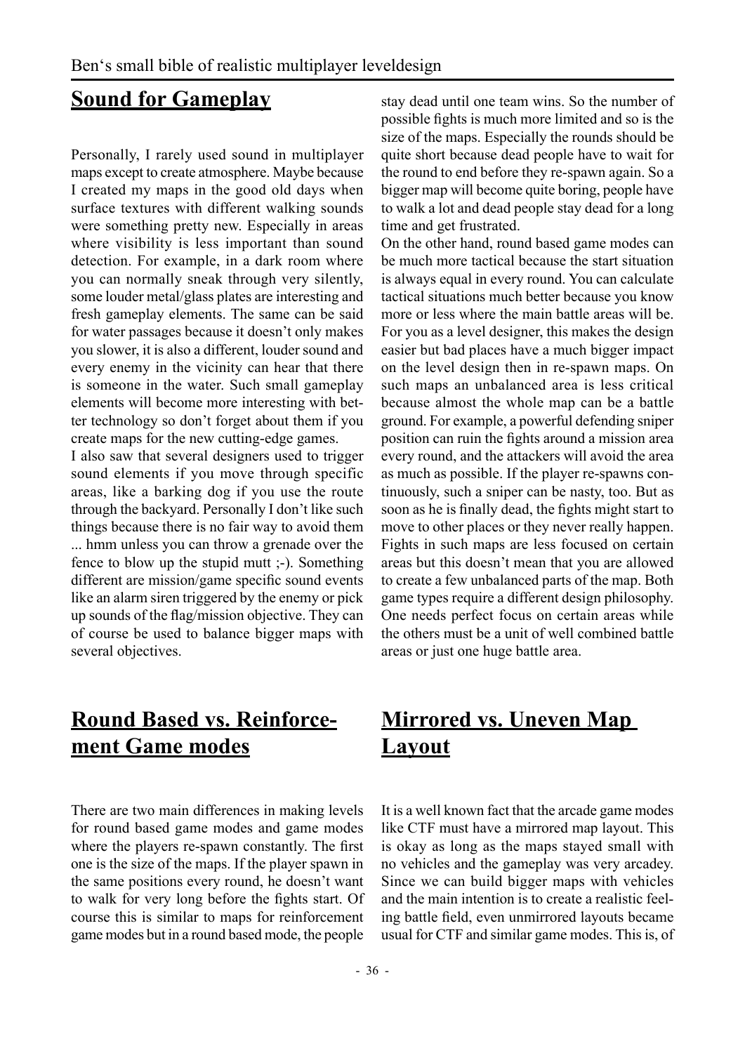## Sound for Gameplay

Personally, I rarely used sound in multiplayer maps except to create atmosphere. Maybe because I created my maps in the good old days when surface textures with different walking sounds were something pretty new. Especially in areas where visibility is less important than sound detection. For example, in a dark room where you can normally sneak through very silently, some louder metal/glass plates are interesting and fresh gameplay elements. The same can be said for water passages because it doesn't only makes you slower, it is also a different, louder sound and every enemy in the vicinity can hear that there is someone in the water. Such small gameplay elements will become more interesting with better technology so don't forget about them if you create maps for the new cutting-edge games.

I also saw that several designers used to trigger sound elements if you move through specific areas, like a barking dog if you use the route through the backyard. Personally I don't like such things because there is no fair way to avoid them ... hmm unless you can throw a grenade over the fence to blow up the stupid mutt ;-). Something different are mission/game specific sound events like an alarm siren triggered by the enemy or pick up sounds of the flag/mission objective. They can of course be used to balance bigger maps with several objectives.

## Round Based vs. Reinforcement Game modes

There are two main differences in making levels for round based game modes and game modes where the players re-spawn constantly. The first one is the size of the maps. If the player spawn in the same positions every round, he doesn't want to walk for very long before the fights start. Of course this is similar to maps for reinforcement game modes but in a round based mode, the people stay dead until one team wins. So the number of possible fights is much more limited and so is the size of the maps. Especially the rounds should be quite short because dead people have to wait for the round to end before they re-spawn again. So a bigger map will become quite boring, people have to walk a lot and dead people stay dead for a long time and get frustrated.

On the other hand, round based game modes can be much more tactical because the start situation is always equal in every round. You can calculate tactical situations much better because you know more or less where the main battle areas will be. For you as a level designer, this makes the design easier but bad places have a much bigger impact on the level design then in re-spawn maps. On such maps an unbalanced area is less critical because almost the whole map can be a battle ground. For example, a powerful defending sniper position can ruin the fights around a mission area every round, and the attackers will avoid the area as much as possible. If the player re-spawns continuously, such a sniper can be nasty, too. But as soon as he is finally dead, the fights might start to move to other places or they never really happen. Fights in such maps are less focused on certain areas but this doesn't mean that you are allowed to create a few unbalanced parts of the map. Both game types require a different design philosophy. One needs perfect focus on certain areas while the others must be a unit of well combined battle areas or just one huge battle area.

## Mirrored vs. Uneven Map Layout

It is a well known fact that the arcade game modes like CTF must have a mirrored map layout. This is okay as long as the maps stayed small with no vehicles and the gameplay was very arcadey. Since we can build bigger maps with vehicles and the main intention is to create a realistic feeling battle field, even unmirrored layouts became usual for CTF and similar game modes. This is, of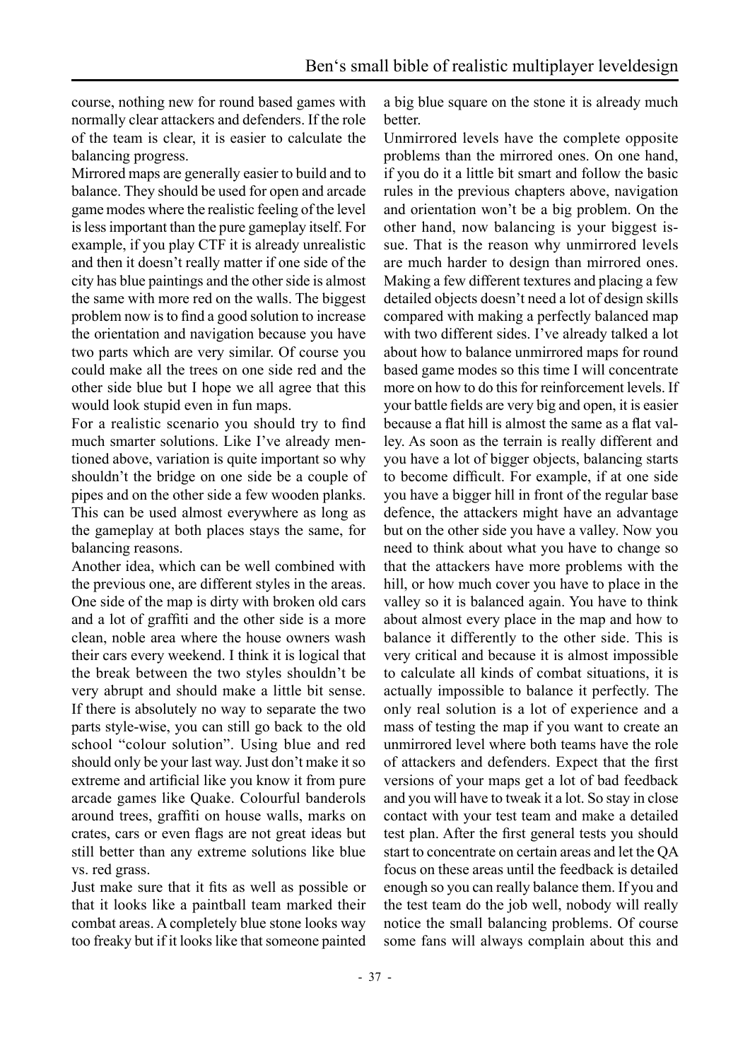course, nothing new for round based games with normally clear attackers and defenders. If the role of the team is clear, it is easier to calculate the balancing progress.

Mirrored maps are generally easier to build and to balance. They should be used for open and arcade game modes where the realistic feeling of the level is less important than the pure gameplay itself. For example, if you play CTF it is already unrealistic and then it doesn't really matter if one side of the city has blue paintings and the other side is almost the same with more red on the walls. The biggest problem now is to find a good solution to increase the orientation and navigation because you have two parts which are very similar. Of course you could make all the trees on one side red and the other side blue but I hope we all agree that this would look stupid even in fun maps.

For a realistic scenario you should try to find much smarter solutions. Like I've already mentioned above, variation is quite important so why shouldn't the bridge on one side be a couple of pipes and on the other side a few wooden planks. This can be used almost everywhere as long as the gameplay at both places stays the same, for balancing reasons.

Another idea, which can be well combined with the previous one, are different styles in the areas. One side of the map is dirty with broken old cars and a lot of graffiti and the other side is a more clean, noble area where the house owners wash their cars every weekend. I think it is logical that the break between the two styles shouldn't be very abrupt and should make a little bit sense. If there is absolutely no way to separate the two parts style-wise, you can still go back to the old school "colour solution". Using blue and red should only be your last way. Just don't make it so extreme and artificial like you know it from pure arcade games like Quake. Colourful banderols around trees, graffiti on house walls, marks on crates, cars or even flags are not great ideas but still better than any extreme solutions like blue vs. red grass.

Just make sure that it fits as well as possible or that it looks like a paintball team marked their combat areas. A completely blue stone looks way too freaky but if it looks like that someone painted a big blue square on the stone it is already much better.

Unmirrored levels have the complete opposite problems than the mirrored ones. On one hand, if you do it a little bit smart and follow the basic rules in the previous chapters above, navigation and orientation won't be a big problem. On the other hand, now balancing is your biggest issue. That is the reason why unmirrored levels are much harder to design than mirrored ones. Making a few different textures and placing a few detailed objects doesn't need a lot of design skills compared with making a perfectly balanced map with two different sides. I've already talked a lot about how to balance unmirrored maps for round based game modes so this time I will concentrate more on how to do this for reinforcement levels. If your battle fields are very big and open, it is easier because a flat hill is almost the same as a flat valley. As soon as the terrain is really different and you have a lot of bigger objects, balancing starts to become difficult. For example, if at one side you have a bigger hill in front of the regular base defence, the attackers might have an advantage but on the other side you have a valley. Now you need to think about what you have to change so that the attackers have more problems with the hill, or how much cover you have to place in the valley so it is balanced again. You have to think about almost every place in the map and how to balance it differently to the other side. This is very critical and because it is almost impossible to calculate all kinds of combat situations, it is actually impossible to balance it perfectly. The only real solution is a lot of experience and a mass of testing the map if you want to create an unmirrored level where both teams have the role of attackers and defenders. Expect that the first versions of your maps get a lot of bad feedback and you will have to tweak it a lot. So stay in close contact with your test team and make a detailed test plan. After the first general tests you should start to concentrate on certain areas and let the QA focus on these areas until the feedback is detailed enough so you can really balance them. If you and the test team do the job well, nobody will really notice the small balancing problems. Of course some fans will always complain about this and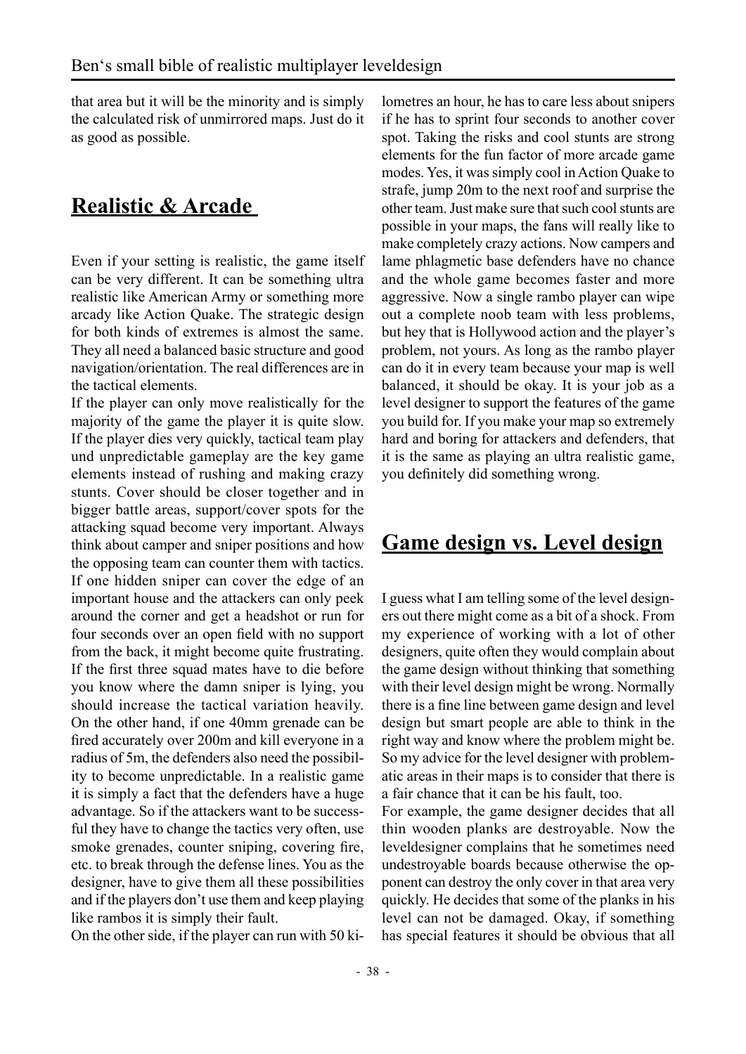that area but it will be the minority and is simply the calculated risk of unmirrored maps. Just do it as good as possible.

## Realistic & Arcade

Even if your setting is realistic, the game itself can be very different. It can be something ultra realistic like American Army or something more arcady like Action Quake. The strategic design for both kinds of extremes is almost the same. They all need a balanced basic structure and good navigation/orientation. The real differences are in the tactical elements.

If the player can only move realistically for the majority of the game the player it is quite slow. If the player dies very quickly, tactical team play und unpredictable gameplay are the key game elements instead of rushing and making crazy stunts. Cover should be closer together and in bigger battle areas, support/cover spots for the attacking squad become very important. Always think about camper and sniper positions and how the opposing team can counter them with tactics. If one hidden sniper can cover the edge of an important house and the attackers can only peek around the corner and get a headshot or run for four seconds over an open field with no support from the back, it might become quite frustrating. If the first three squad mates have to die before you know where the damn sniper is lying, you should increase the tactical variation heavily. On the other hand, if one 40mm grenade can be fired accurately over 200m and kill everyone in a radius of 5m, the defenders also need the possibility to become unpredictable. In a realistic game it is simply a fact that the defenders have a huge advantage. So if the attackers want to be successful they have to change the tactics very often, use smoke grenades, counter sniping, covering fire, etc. to break through the defense lines. You as the designer, have to give them all these possibilities and if the players don't use them and keep playing like rambos it is simply their fault.

On the other side, if the player can run with 50 kilometres an hour, he has to care less about snipers if he has to sprint four seconds to another cover spot. Taking the risks and cool stunts are strong elements for the fun factor of more arcade game modes. Yes, it was simply cool in Action Quake to strafe, jump 20m to the next roof and surprise the other team. Just make sure that such cool stunts are possible in your maps, the fans will really like to make completely crazy actions. Now campers and lame phlagmetic base defenders have no chance and the whole game becomes faster and more aggressive. Now a single rambo player can wipe out a complete noob team with less problems, but hey that is Hollywood action and the player's problem, not yours. As long as the rambo player can do it in every team because your map is well balanced, it should be okay. It is your job as a level designer to support the features of the game you build for. If you make your map so extremely hard and boring for attackers and defenders, that it is the same as playing an ultra realistic game, you definitely did something wrong.

## Game design vs. Level design

I guess what I am telling some of the level designers out there might come as a bit of a shock. From my experience of working with a lot of other designers, quite often they would complain about the game design without thinking that something with their level design might be wrong. Normally there is a fine line between game design and level design but smart people are able to think in the right way and know where the problem might be. So my advice for the level designer with problematic areas in their maps is to consider that there is a fair chance that it can be his fault, too.

For example, the game designer decides that all thin wooden planks are destroyable. Now the leveldesigner complains that he sometimes need undestroyable boards because otherwise the opponent can destroy the only cover in that area very quickly. He decides that some of the planks in his level can not be damaged. Okay, if something has special features it should be obvious that all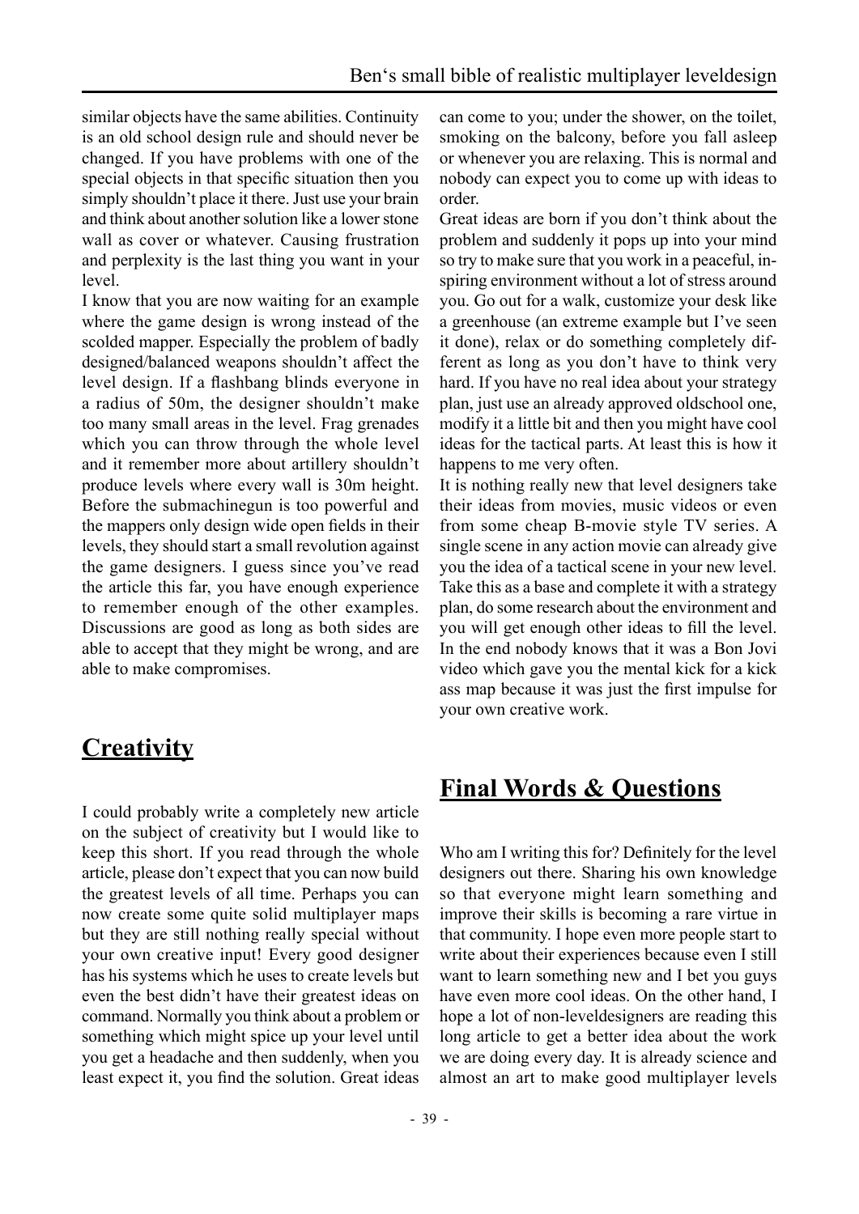similar objects have the same abilities. Continuity is an old school design rule and should never be changed. If you have problems with one of the special objects in that specific situation then you simply shouldn't place it there. Just use your brain and think about another solution like a lower stone wall as cover or whatever. Causing frustration and perplexity is the last thing you want in your level.

I know that you are now waiting for an example where the game design is wrong instead of the scolded mapper. Especially the problem of badly designed/balanced weapons shouldn't affect the level design. If a flashbang blinds everyone in a radius of 50m, the designer shouldn't make too many small areas in the level. Frag grenades which you can throw through the whole level and it remember more about artillery shouldn't produce levels where every wall is 30m height. Before the submachinegun is too powerful and the mappers only design wide open fields in their levels, they should start a small revolution against the game designers. I guess since you've read the article this far, you have enough experience to remember enough of the other examples. Discussions are good as long as both sides are able to accept that they might be wrong, and are able to make compromises.

## Creativity

I could probably write a completely new article on the subject of creativity but I would like to keep this short. If you read through the whole article, please don't expect that you can now build the greatest levels of all time. Perhaps you can now create some quite solid multiplayer maps but they are still nothing really special without your own creative input! Every good designer has his systems which he uses to create levels but even the best didn't have their greatest ideas on command. Normally you think about a problem or something which might spice up your level until you get a headache and then suddenly, when you least expect it, you find the solution. Great ideas can come to you; under the shower, on the toilet, smoking on the balcony, before you fall asleep or whenever you are relaxing. This is normal and nobody can expect you to come up with ideas to order.

Great ideas are born if you don't think about the problem and suddenly it pops up into your mind so try to make sure that you work in a peaceful, inspiring environment without a lot of stress around you. Go out for a walk, customize your desk like a greenhouse (an extreme example but I've seen it done), relax or do something completely different as long as you don't have to think very hard. If you have no real idea about your strategy plan, just use an already approved oldschool one, modify it a little bit and then you might have cool ideas for the tactical parts. At least this is how it happens to me very often.

It is nothing really new that level designers take their ideas from movies, music videos or even from some cheap B-movie style TV series. A single scene in any action movie can already give you the idea of a tactical scene in your new level. Take this as a base and complete it with a strategy plan, do some research about the environment and you will get enough other ideas to fill the level. In the end nobody knows that it was a Bon Jovi video which gave you the mental kick for a kick ass map because it was just the first impulse for your own creative work.

## Final Words & Questions

Who am I writing this for? Definitely for the level designers out there. Sharing his own knowledge so that everyone might learn something and improve their skills is becoming a rare virtue in that community. I hope even more people start to write about their experiences because even I still want to learn something new and I bet you guys have even more cool ideas. On the other hand, I hope a lot of non-leveldesigners are reading this long article to get a better idea about the work we are doing every day. It is already science and almost an art to make good multiplayer levels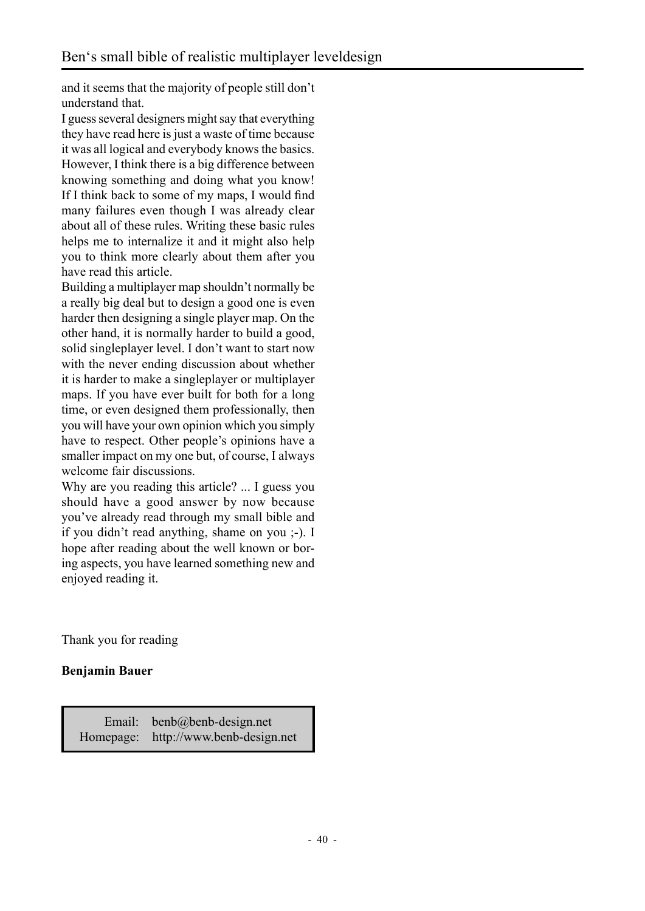and it seems that the majority of people still don't understand that.
I guess several designers might say that everything they have read here is just a waste of time because it was all logical and everybody knows the basics. However, I think there is a big difference between knowing something and doing what you know! If I think back to some of my maps, I would find many failures even though I was already clear about all of these rules. Writing these basic rules helps me to internalize it and it might also help you to think more clearly about them after you have read this article.
Building a multiplayer map shouldn't normally be a really big deal but to design a good one is even harder then designing a single player map. On the other hand, it is normally harder to build a good, solid singleplayer level. I don't want to start now with the never ending discussion about whether it is harder to make a singleplayer or multiplayer maps. If you have ever built for both for a long time, or even designed them professionally, then you will have your own opinion which you simply have to respect. Other people's opinions have a smaller impact on my one but, of course, I always welcome fair discussions.
Why are you reading this article? ... I guess you should have a good answer by now because you've already read through my small bible and if you didn't read anything, shame on you ;-). I hope after reading about the well known or boring aspects, you have learned something new and enjoyed reading it.

Thank you for reading

**Benjamin Bauer**

| | |
|---|---|
| Email: | benb@benb-design.net |
| Homepage: | http://www.benb-design.net |